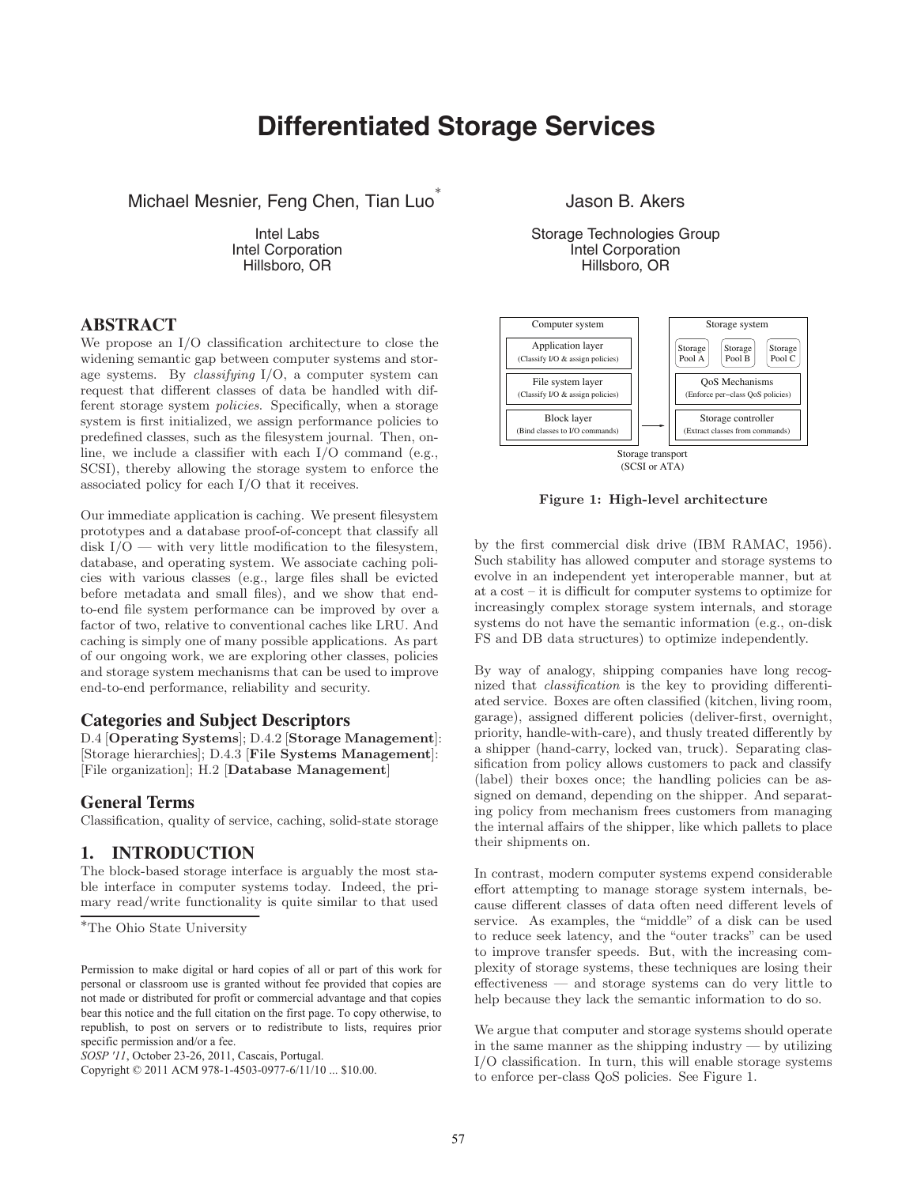# Differentiated Storage Services

Michael Mesnier, Feng Chen, Tian Luo[*]

Intel Labs
Intel Corporation
Hillsboro, OR

Jason B. Akers

Storage Technologies Group
Intel Corporation
Hillsboro, OR

## ABSTRACT

We propose an I/O classification architecture to close the widening semantic gap between computer systems and storage systems. By *classifying* I/O, a computer system can request that different classes of data be handled with different storage system *policies*. Specifically, when a storage system is first initialized, we assign performance policies to predefined classes, such as the filesystem journal. Then, online, we include a classifier with each I/O command (e.g., SCSI), thereby allowing the storage system to enforce the associated policy for each I/O that it receives.

Our immediate application is caching. We present filesystem prototypes and a database proof-of-concept that classify all disk I/O — with very little modification to the filesystem, database, and operating system. We associate caching policies with various classes (e.g., large files shall be evicted before metadata and small files), and we show that end-to-end file system performance can be improved by over a factor of two, relative to conventional caches like LRU. And caching is simply one of many possible applications. As part of our ongoing work, we are exploring other classes, policies and storage system mechanisms that can be used to improve end-to-end performance, reliability and security.

## Categories and Subject Descriptors

D.4 [**Operating Systems**]; D.4.2 [**Storage Management**]: [Storage hierarchies]; D.4.3 [**File Systems Management**]: [File organization]; H.2 [**Database Management**]

## General Terms

Classification, quality of service, caching, solid-state storage

## 1. INTRODUCTION

The block-based storage interface is arguably the most stable interface in computer systems today. Indeed, the primary read/write functionality is quite similar to that used by the first commercial disk drive (IBM RAMAC, 1956). Such stability has allowed computer and storage systems to evolve in an independent yet interoperable manner, but at at a cost – it is difficult for computer systems to optimize for increasingly complex storage system internals, and storage systems do not have the semantic information (e.g., on-disk FS and DB data structures) to optimize independently.

By way of analogy, shipping companies have long recognized that *classification* is the key to providing differentiated service. Boxes are often classified (kitchen, living room, garage), assigned different policies (deliver-first, overnight, priority, handle-with-care), and thusly treated differently by a shipper (hand-carry, locked van, truck). Separating classification from policy allows customers to pack and classify (label) their boxes once; the handling policies can be assigned on demand, depending on the shipper. And separating policy from mechanism frees customers from managing the internal affairs of the shipper, like which pallets to place their shipments on.

In contrast, modern computer systems expend considerable effort attempting to manage storage system internals, because different classes of data often need different levels of service. As examples, the "middle" of a disk can be used to reduce seek latency, and the "outer tracks" can be used to improve transfer speeds. But, with the increasing complexity of storage systems, these techniques are losing their effectiveness — and storage systems can do very little to help because they lack the semantic information to do so.

We argue that computer and storage systems should operate in the same manner as the shipping industry — by utilizing I/O classification. In turn, this will enable storage systems to enforce per-class QoS policies. See Figure 1.

| Computer system | | Storage system |
|---|---|---|
| Application layer (Classify I/O & assign policies) | | Storage Pool A / Storage Pool B / Storage Pool C |
| File system layer (Classify I/O & assign policies) | | QoS Mechanisms (Enforce per-class QoS policies) |
| Block layer (Bind classes to I/O commands) | → | Storage controller (Extract classes from commands) |

Storage transport (SCSI or ATA)

**Figure 1: High-level architecture**

[*]The Ohio State University

Permission to make digital or hard copies of all or part of this work for personal or classroom use is granted without fee provided that copies are not made or distributed for profit or commercial advantage and that copies bear this notice and the full citation on the first page. To copy otherwise, to republish, to post on servers or to redistribute to lists, requires prior specific permission and/or a fee.
*SOSP '11*, October 23-26, 2011, Cascais, Portugal.
Copyright © 2011 ACM 978-1-4503-0977-6/11/10 ... $10.00.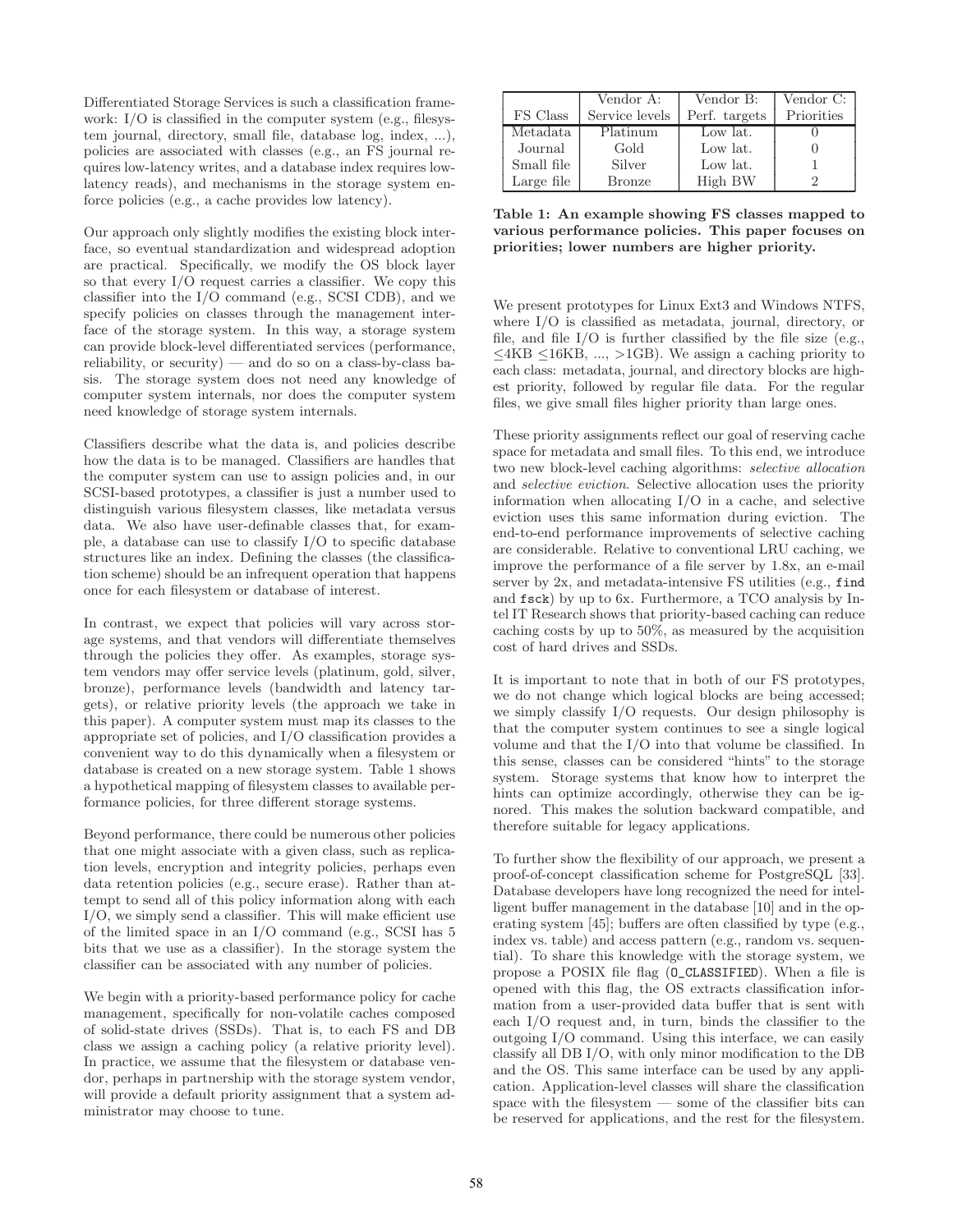Differentiated Storage Services is such a classification framework: I/O is classified in the computer system (e.g., filesystem journal, directory, small file, database log, index, ...), policies are associated with classes (e.g., an FS journal requires low-latency writes, and a database index requires low-latency reads), and mechanisms in the storage system enforce policies (e.g., a cache provides low latency).

Our approach only slightly modifies the existing block interface, so eventual standardization and widespread adoption are practical. Specifically, we modify the OS block layer so that every I/O request carries a classifier. We copy this classifier into the I/O command (e.g., SCSI CDB), and we specify policies on classes through the management interface of the storage system. In this way, a storage system can provide block-level differentiated services (performance, reliability, or security) — and do so on a class-by-class basis. The storage system does not need any knowledge of computer system internals, nor does the computer system need knowledge of storage system internals.

Classifiers describe what the data is, and policies describe how the data is to be managed. Classifiers are handles that the computer system can use to assign policies and, in our SCSI-based prototypes, a classifier is just a number used to distinguish various filesystem classes, like metadata versus data. We also have user-definable classes that, for example, a database can use to classify I/O to specific database structures like an index. Defining the classes (the classification scheme) should be an infrequent operation that happens once for each filesystem or database of interest.

In contrast, we expect that policies will vary across storage systems, and that vendors will differentiate themselves through the policies they offer. As examples, storage system vendors may offer service levels (platinum, gold, silver, bronze), performance levels (bandwidth and latency targets), or relative priority levels (the approach we take in this paper). A computer system must map its classes to the appropriate set of policies, and I/O classification provides a convenient way to do this dynamically when a filesystem or database is created on a new storage system. Table 1 shows a hypothetical mapping of filesystem classes to available performance policies, for three different storage systems.

Beyond performance, there could be numerous other policies that one might associate with a given class, such as replication levels, encryption and integrity policies, perhaps even data retention policies (e.g., secure erase). Rather than attempt to send all of this policy information along with each I/O, we simply send a classifier. This will make efficient use of the limited space in an I/O command (e.g., SCSI has 5 bits that we use as a classifier). In the storage system the classifier can be associated with any number of policies.

We begin with a priority-based performance policy for cache management, specifically for non-volatile caches composed of solid-state drives (SSDs). That is, to each FS and DB class we assign a caching policy (a relative priority level). In practice, we assume that the filesystem or database vendor, perhaps in partnership with the storage system vendor, will provide a default priority assignment that a system administrator may choose to tune.

| FS Class | Vendor A: Service levels | Vendor B: Perf. targets | Vendor C: Priorities |
|---|---|---|---|
| Metadata | Platinum | Low lat. | 0 |
| Journal | Gold | Low lat. | 0 |
| Small file | Silver | Low lat. | 1 |
| Large file | Bronze | High BW | 2 |

**Table 1: An example showing FS classes mapped to various performance policies. This paper focuses on priorities; lower numbers are higher priority.**

We present prototypes for Linux Ext3 and Windows NTFS, where I/O is classified as metadata, journal, directory, or file, and file I/O is further classified by the file size (e.g., ≤4KB ≤16KB, ..., >1GB). We assign a caching priority to each class: metadata, journal, and directory blocks are highest priority, followed by regular file data. For the regular files, we give small files higher priority than large ones.

These priority assignments reflect our goal of reserving cache space for metadata and small files. To this end, we introduce two new block-level caching algorithms: *selective allocation* and *selective eviction*. Selective allocation uses the priority information when allocating I/O in a cache, and selective eviction uses this same information during eviction. The end-to-end performance improvements of selective caching are considerable. Relative to conventional LRU caching, we improve the performance of a file server by 1.8x, an e-mail server by 2x, and metadata-intensive FS utilities (e.g., `find` and `fsck`) by up to 6x. Furthermore, a TCO analysis by Intel IT Research shows that priority-based caching can reduce caching costs by up to 50%, as measured by the acquisition cost of hard drives and SSDs.

It is important to note that in both of our FS prototypes, we do not change which logical blocks are being accessed; we simply classify I/O requests. Our design philosophy is that the computer system continues to see a single logical volume and that the I/O into that volume be classified. In this sense, classes can be considered "hints" to the storage system. Storage systems that know how to interpret the hints can optimize accordingly, otherwise they can be ignored. This makes the solution backward compatible, and therefore suitable for legacy applications.

To further show the flexibility of our approach, we present a proof-of-concept classification scheme for PostgreSQL [33]. Database developers have long recognized the need for intelligent buffer management in the database [10] and in the operating system [45]; buffers are often classified by type (e.g., index vs. table) and access pattern (e.g., random vs. sequential). To share this knowledge with the storage system, we propose a POSIX file flag (`O_CLASSIFIED`). When a file is opened with this flag, the OS extracts classification information from a user-provided data buffer that is sent with each I/O request and, in turn, binds the classifier to the outgoing I/O command. Using this interface, we can easily classify all DB I/O, with only minor modification to the DB and the OS. This same interface can be used by any application. Application-level classes will share the classification space with the filesystem — some of the classifier bits can be reserved for applications, and the rest for the filesystem.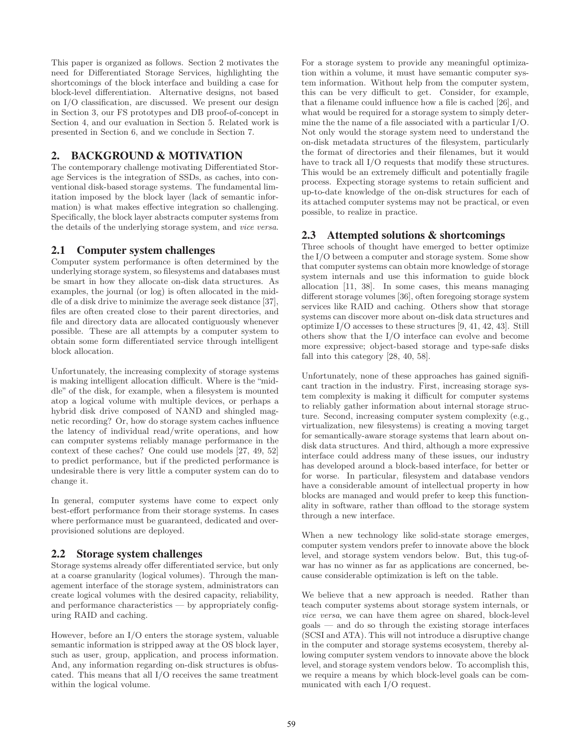This paper is organized as follows. Section 2 motivates the need for Differentiated Storage Services, highlighting the shortcomings of the block interface and building a case for block-level differentiation. Alternative designs, not based on I/O classification, are discussed. We present our design in Section 3, our FS prototypes and DB proof-of-concept in Section 4, and our evaluation in Section 5. Related work is presented in Section 6, and we conclude in Section 7.

## 2. BACKGROUND & MOTIVATION

The contemporary challenge motivating Differentiated Storage Services is the integration of SSDs, as caches, into conventional disk-based storage systems. The fundamental limitation imposed by the block layer (lack of semantic information) is what makes effective integration so challenging. Specifically, the block layer abstracts computer systems from the details of the underlying storage system, and *vice versa*.

### 2.1 Computer system challenges

Computer system performance is often determined by the underlying storage system, so filesystems and databases must be smart in how they allocate on-disk data structures. As examples, the journal (or log) is often allocated in the middle of a disk drive to minimize the average seek distance [37], files are often created close to their parent directories, and file and directory data are allocated contiguously whenever possible. These are all attempts by a computer system to obtain some form differentiated service through intelligent block allocation.

Unfortunately, the increasing complexity of storage systems is making intelligent allocation difficult. Where is the "middle" of the disk, for example, when a filesystem is mounted atop a logical volume with multiple devices, or perhaps a hybrid disk drive composed of NAND and shingled magnetic recording? Or, how do storage system caches influence the latency of individual read/write operations, and how can computer systems reliably manage performance in the context of these caches? One could use models [27, 49, 52] to predict performance, but if the predicted performance is undesirable there is very little a computer system can do to change it.

In general, computer systems have come to expect only best-effort performance from their storage systems. In cases where performance must be guaranteed, dedicated and over-provisioned solutions are deployed.

### 2.2 Storage system challenges

Storage systems already offer differentiated service, but only at a coarse granularity (logical volumes). Through the management interface of the storage system, administrators can create logical volumes with the desired capacity, reliability, and performance characteristics — by appropriately configuring RAID and caching.

However, before an I/O enters the storage system, valuable semantic information is stripped away at the OS block layer, such as user, group, application, and process information. And, any information regarding on-disk structures is obfuscated. This means that all I/O receives the same treatment within the logical volume.

For a storage system to provide any meaningful optimization within a volume, it must have semantic computer system information. Without help from the computer system, this can be very difficult to get. Consider, for example, that a filename could influence how a file is cached [26], and what would be required for a storage system to simply determine the the name of a file associated with a particular I/O. Not only would the storage system need to understand the on-disk metadata structures of the filesystem, particularly the format of directories and their filenames, but it would have to track all I/O requests that modify these structures. This would be an extremely difficult and potentially fragile process. Expecting storage systems to retain sufficient and up-to-date knowledge of the on-disk structures for each of its attached computer systems may not be practical, or even possible, to realize in practice.

### 2.3 Attempted solutions & shortcomings

Three schools of thought have emerged to better optimize the I/O between a computer and storage system. Some show that computer systems can obtain more knowledge of storage system internals and use this information to guide block allocation [11, 38]. In some cases, this means managing different storage volumes [36], often foregoing storage system services like RAID and caching. Others show that storage systems can discover more about on-disk data structures and optimize I/O accesses to these structures [9, 41, 42, 43]. Still others show that the I/O interface can evolve and become more expressive; object-based storage and type-safe disks fall into this category [28, 40, 58].

Unfortunately, none of these approaches has gained significant traction in the industry. First, increasing storage system complexity is making it difficult for computer systems to reliably gather information about internal storage structure. Second, increasing computer system complexity (e.g., virtualization, new filesystems) is creating a moving target for semantically-aware storage systems that learn about on-disk data structures. And third, although a more expressive interface could address many of these issues, our industry has developed around a block-based interface, for better or for worse. In particular, filesystem and database vendors have a considerable amount of intellectual property in how blocks are managed and would prefer to keep this functionality in software, rather than offload to the storage system through a new interface.

When a new technology like solid-state storage emerges, computer system vendors prefer to innovate above the block level, and storage system vendors below. But, this tug-of-war has no winner as far as applications are concerned, because considerable optimization is left on the table.

We believe that a new approach is needed. Rather than teach computer systems about storage system internals, or *vice versa*, we can have them agree on shared, block-level goals — and do so through the existing storage interfaces (SCSI and ATA). This will not introduce a disruptive change in the computer and storage systems ecosystem, thereby allowing computer system vendors to innovate above the block level, and storage system vendors below. To accomplish this, we require a means by which block-level goals can be communicated with each I/O request.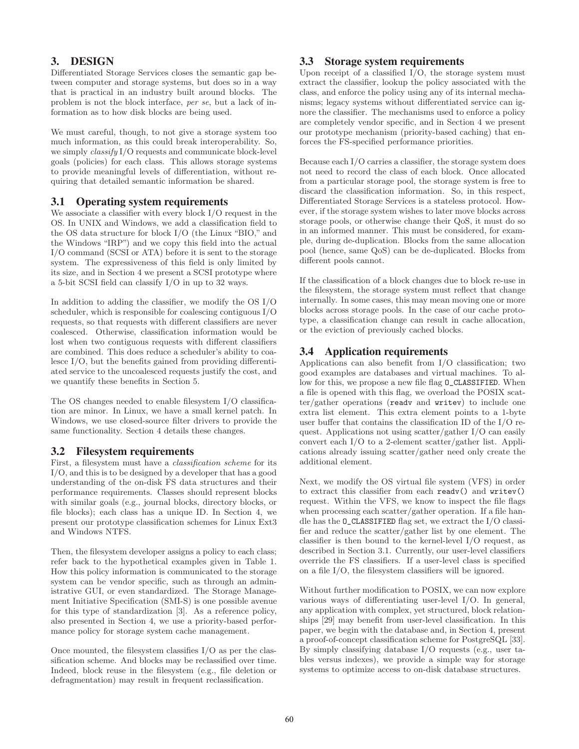## 3. DESIGN

Differentiated Storage Services closes the semantic gap between computer and storage systems, but does so in a way that is practical in an industry built around blocks. The problem is not the block interface, *per se*, but a lack of information as to how disk blocks are being used.

We must careful, though, to not give a storage system too much information, as this could break interoperability. So, we simply *classify* I/O requests and communicate block-level goals (policies) for each class. This allows storage systems to provide meaningful levels of differentiation, without requiring that detailed semantic information be shared.

### 3.1 Operating system requirements

We associate a classifier with every block I/O request in the OS. In UNIX and Windows, we add a classification field to the OS data structure for block I/O (the Linux "BIO," and the Windows "IRP") and we copy this field into the actual I/O command (SCSI or ATA) before it is sent to the storage system. The expressiveness of this field is only limited by its size, and in Section 4 we present a SCSI prototype where a 5-bit SCSI field can classify I/O in up to 32 ways.

In addition to adding the classifier, we modify the OS I/O scheduler, which is responsible for coalescing contiguous I/O requests, so that requests with different classifiers are never coalesced. Otherwise, classification information would be lost when two contiguous requests with different classifiers are combined. This does reduce a scheduler's ability to coalesce I/O, but the benefits gained from providing differentiated service to the uncoalesced requests justify the cost, and we quantify these benefits in Section 5.

The OS changes needed to enable filesystem I/O classification are minor. In Linux, we have a small kernel patch. In Windows, we use closed-source filter drivers to provide the same functionality. Section 4 details these changes.

### 3.2 Filesystem requirements

First, a filesystem must have a *classification scheme* for its I/O, and this is to be designed by a developer that has a good understanding of the on-disk FS data structures and their performance requirements. Classes should represent blocks with similar goals (e.g., journal blocks, directory blocks, or file blocks); each class has a unique ID. In Section 4, we present our prototype classification schemes for Linux Ext3 and Windows NTFS.

Then, the filesystem developer assigns a policy to each class; refer back to the hypothetical examples given in Table 1. How this policy information is communicated to the storage system can be vendor specific, such as through an administrative GUI, or even standardized. The Storage Management Initiative Specification (SMI-S) is one possible avenue for this type of standardization [3]. As a reference policy, also presented in Section 4, we use a priority-based performance policy for storage system cache management.

Once mounted, the filesystem classifies I/O as per the classification scheme. And blocks may be reclassified over time. Indeed, block reuse in the filesystem (e.g., file deletion or defragmentation) may result in frequent reclassification.

### 3.3 Storage system requirements

Upon receipt of a classified I/O, the storage system must extract the classifier, lookup the policy associated with the class, and enforce the policy using any of its internal mechanisms; legacy systems without differentiated service can ignore the classifier. The mechanisms used to enforce a policy are completely vendor specific, and in Section 4 we present our prototype mechanism (priority-based caching) that enforces the FS-specified performance priorities.

Because each I/O carries a classifier, the storage system does not need to record the class of each block. Once allocated from a particular storage pool, the storage system is free to discard the classification information. So, in this respect, Differentiated Storage Services is a stateless protocol. However, if the storage system wishes to later move blocks across storage pools, or otherwise change their QoS, it must do so in an informed manner. This must be considered, for example, during de-duplication. Blocks from the same allocation pool (hence, same QoS) can be de-duplicated. Blocks from different pools cannot.

If the classification of a block changes due to block re-use in the filesystem, the storage system must reflect that change internally. In some cases, this may mean moving one or more blocks across storage pools. In the case of our cache prototype, a classification change can result in cache allocation, or the eviction of previously cached blocks.

### 3.4 Application requirements

Applications can also benefit from I/O classification; two good examples are databases and virtual machines. To allow for this, we propose a new file flag `O_CLASSIFIED`. When a file is opened with this flag, we overload the POSIX scatter/gather operations (`readv` and `writev`) to include one extra list element. This extra element points to a 1-byte user buffer that contains the classification ID of the I/O request. Applications not using scatter/gather I/O can easily convert each I/O to a 2-element scatter/gather list. Applications already issuing scatter/gather need only create the additional element.

Next, we modify the OS virtual file system (VFS) in order to extract this classifier from each `readv()` and `writev()` request. Within the VFS, we know to inspect the file flags when processing each scatter/gather operation. If a file handle has the `O_CLASSIFIED` flag set, we extract the I/O classifier and reduce the scatter/gather list by one element. The classifier is then bound to the kernel-level I/O request, as described in Section 3.1. Currently, our user-level classifiers override the FS classifiers. If a user-level class is specified on a file I/O, the filesystem classifiers will be ignored.

Without further modification to POSIX, we can now explore various ways of differentiating user-level I/O. In general, any application with complex, yet structured, block relationships [29] may benefit from user-level classification. In this paper, we begin with the database and, in Section 4, present a proof-of-concept classification scheme for PostgreSQL [33]. By simply classifying database I/O requests (e.g., user tables versus indexes), we provide a simple way for storage systems to optimize access to on-disk database structures.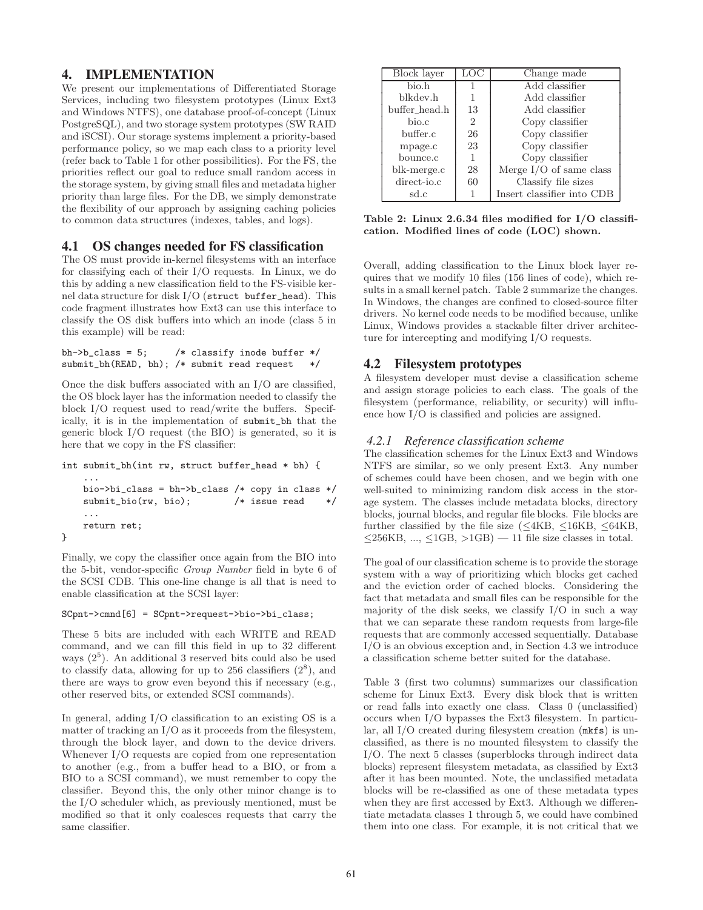## 4. IMPLEMENTATION

We present our implementations of Differentiated Storage Services, including two filesystem prototypes (Linux Ext3 and Windows NTFS), one database proof-of-concept (Linux PostgreSQL), and two storage system prototypes (SW RAID and iSCSI). Our storage systems implement a priority-based performance policy, so we map each class to a priority level (refer back to Table 1 for other possibilities). For the FS, the priorities reflect our goal to reduce small random access in the storage system, by giving small files and metadata higher priority than large files. For the DB, we simply demonstrate the flexibility of our approach by assigning caching policies to common data structures (indexes, tables, and logs).

### 4.1 OS changes needed for FS classification

The OS must provide in-kernel filesystems with an interface for classifying each of their I/O requests. In Linux, we do this by adding a new classification field to the FS-visible kernel data structure for disk I/O (`struct buffer_head`). This code fragment illustrates how Ext3 can use this interface to classify the OS disk buffers into which an inode (class 5 in this example) will be read:

```
bh->b_class = 5;      /* classify inode buffer */
submit_bh(READ, bh); /* submit read request   */
```

Once the disk buffers associated with an I/O are classified, the OS block layer has the information needed to classify the block I/O request used to read/write the buffers. Specifically, it is in the implementation of `submit_bh` that the generic block I/O request (the BIO) is generated, so it is here that we copy in the FS classifier:

```
int submit_bh(int rw, struct buffer_head * bh) {
    ...
    bio->bi_class = bh->b_class /* copy in class */
    submit_bio(rw, bio);        /* issue read    */
    ...
    return ret;
}
```

Finally, we copy the classifier once again from the BIO into the 5-bit, vendor-specific *Group Number* field in byte 6 of the SCSI CDB. This one-line change is all that is need to enable classification at the SCSI layer:

```
SCpnt->cmnd[6] = SCpnt->request->bio->bi_class;
```

These 5 bits are included with each WRITE and READ command, and we can fill this field in up to 32 different ways ($2^5$). An additional 3 reserved bits could also be used to classify data, allowing for up to 256 classifiers ($2^8$), and there are ways to grow even beyond this if necessary (e.g., other reserved bits, or extended SCSI commands).

In general, adding I/O classification to an existing OS is a matter of tracking an I/O as it proceeds from the filesystem, through the block layer, and down to the device drivers. Whenever I/O requests are copied from one representation to another (e.g., from a buffer head to a BIO, or from a BIO to a SCSI command), we must remember to copy the classifier. Beyond this, the only other minor change is to the I/O scheduler which, as previously mentioned, must be modified so that it only coalesces requests that carry the same classifier.

| Block layer | LOC | Change made |
|---|---|---|
| bio.h | 1 | Add classifier |
| blkdev.h | 1 | Add classifier |
| buffer_head.h | 13 | Add classifier |
| bio.c | 2 | Copy classifier |
| buffer.c | 26 | Copy classifier |
| mpage.c | 23 | Copy classifier |
| bounce.c | 1 | Copy classifier |
| blk-merge.c | 28 | Merge I/O of same class |
| direct-io.c | 60 | Classify file sizes |
| sd.c | 1 | Insert classifier into CDB |

**Table 2: Linux 2.6.34 files modified for I/O classification. Modified lines of code (LOC) shown.**

Overall, adding classification to the Linux block layer requires that we modify 10 files (156 lines of code), which results in a small kernel patch. Table 2 summarize the changes. In Windows, the changes are confined to closed-source filter drivers. No kernel code needs to be modified because, unlike Linux, Windows provides a stackable filter driver architecture for intercepting and modifying I/O requests.

### 4.2 Filesystem prototypes

A filesystem developer must devise a classification scheme and assign storage policies to each class. The goals of the filesystem (performance, reliability, or security) will influence how I/O is classified and policies are assigned.

#### *4.2.1 Reference classification scheme*

The classification schemes for the Linux Ext3 and Windows NTFS are similar, so we only present Ext3. Any number of schemes could have been chosen, and we begin with one well-suited to minimizing random disk access in the storage system. The classes include metadata blocks, directory blocks, journal blocks, and regular file blocks. File blocks are further classified by the file size (≤4KB, ≤16KB, ≤64KB, ≤256KB, ..., ≤1GB, >1GB) — 11 file size classes in total.

The goal of our classification scheme is to provide the storage system with a way of prioritizing which blocks get cached and the eviction order of cached blocks. Considering the fact that metadata and small files can be responsible for the majority of the disk seeks, we classify I/O in such a way that we can separate these random requests from large-file requests that are commonly accessed sequentially. Database I/O is an obvious exception and, in Section 4.3 we introduce a classification scheme better suited for the database.

Table 3 (first two columns) summarizes our classification scheme for Linux Ext3. Every disk block that is written or read falls into exactly one class. Class 0 (unclassified) occurs when I/O bypasses the Ext3 filesystem. In particular, all I/O created during filesystem creation (`mkfs`) is unclassified, as there is no mounted filesystem to classify the I/O. The next 5 classes (superblocks through indirect data blocks) represent filesystem metadata, as classified by Ext3 after it has been mounted. Note, the unclassified metadata blocks will be re-classified as one of these metadata types when they are first accessed by Ext3. Although we differentiate metadata classes 1 through 5, we could have combined them into one class. For example, it is not critical that we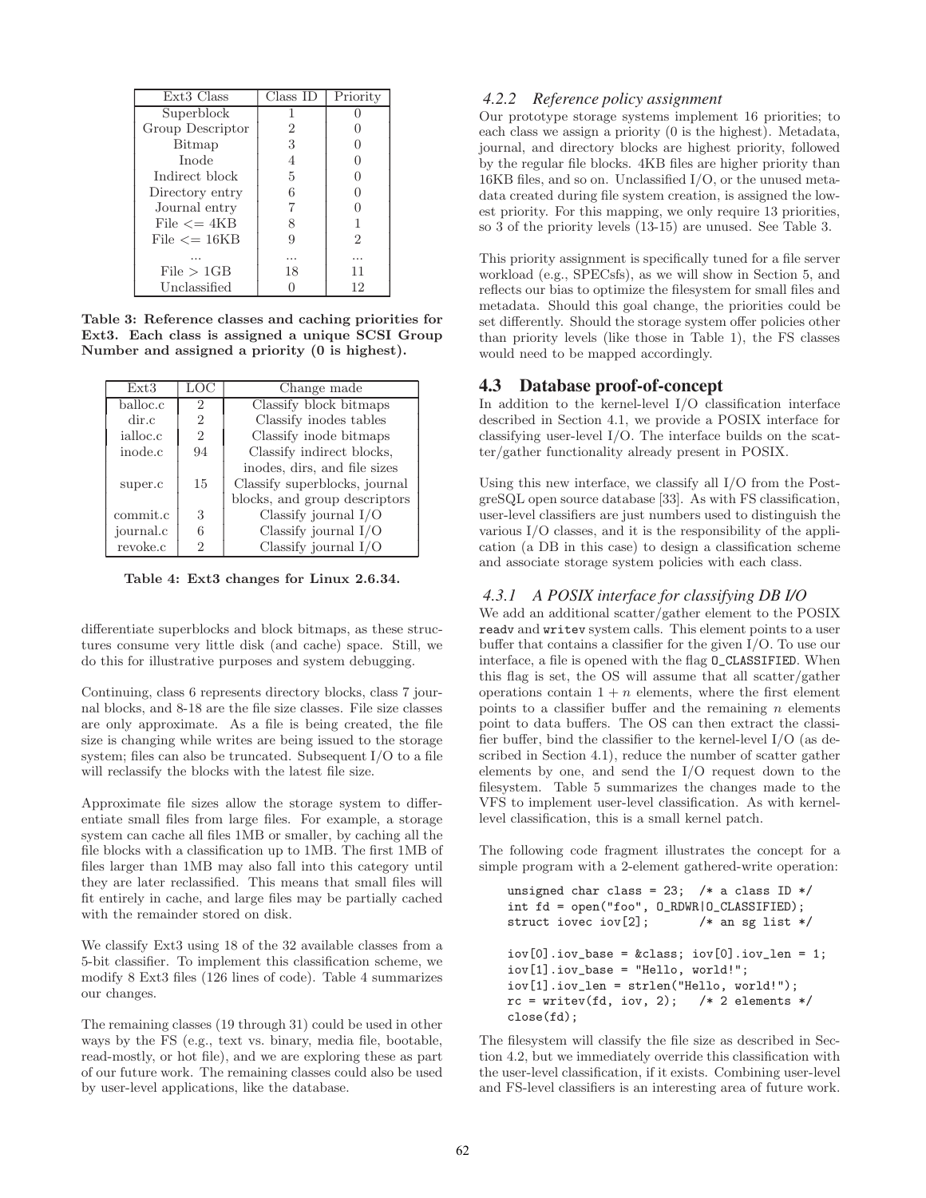| Ext3 Class | Class ID | Priority |
|---|---|---|
| Superblock | 1 | 0 |
| Group Descriptor | 2 | 0 |
| Bitmap | 3 | 0 |
| Inode | 4 | 0 |
| Indirect block | 5 | 0 |
| Directory entry | 6 | 0 |
| Journal entry | 7 | 0 |
| File <= 4KB | 8 | 1 |
| File <= 16KB | 9 | 2 |
| ... | ... | ... |
| File > 1GB | 18 | 11 |
| Unclassified | 0 | 12 |

**Table 3: Reference classes and caching priorities for Ext3. Each class is assigned a unique SCSI Group Number and assigned a priority (0 is highest).**

| Ext3 | LOC | Change made |
|---|---|---|
| balloc.c | 2 | Classify block bitmaps |
| dir.c | 2 | Classify inodes tables |
| ialloc.c | 2 | Classify inode bitmaps |
| inode.c | 94 | Classify indirect blocks, inodes, dirs, and file sizes |
| super.c | 15 | Classify superblocks, journal blocks, and group descriptors |
| commit.c | 3 | Classify journal I/O |
| journal.c | 6 | Classify journal I/O |
| revoke.c | 2 | Classify journal I/O |

**Table 4: Ext3 changes for Linux 2.6.34.**

differentiate superblocks and block bitmaps, as these structures consume very little disk (and cache) space. Still, we do this for illustrative purposes and system debugging.

Continuing, class 6 represents directory blocks, class 7 journal blocks, and 8-18 are the file size classes. File size classes are only approximate. As a file is being created, the file size is changing while writes are being issued to the storage system; files can also be truncated. Subsequent I/O to a file will reclassify the blocks with the latest file size.

Approximate file sizes allow the storage system to differentiate small files from large files. For example, a storage system can cache all files 1MB or smaller, by caching all the file blocks with a classification up to 1MB. The first 1MB of files larger than 1MB may also fall into this category until they are later reclassified. This means that small files will fit entirely in cache, and large files may be partially cached with the remainder stored on disk.

We classify Ext3 using 18 of the 32 available classes from a 5-bit classifier. To implement this classification scheme, we modify 8 Ext3 files (126 lines of code). Table 4 summarizes our changes.

The remaining classes (19 through 31) could be used in other ways by the FS (e.g., text vs. binary, media file, bootable, read-mostly, or hot file), and we are exploring these as part of our future work. The remaining classes could also be used by user-level applications, like the database.

### 4.2.2 Reference policy assignment

Our prototype storage systems implement 16 priorities; to each class we assign a priority (0 is the highest). Metadata, journal, and directory blocks are highest priority, followed by the regular file blocks. 4KB files are higher priority than 16KB files, and so on. Unclassified I/O, or the unused metadata created during file system creation, is assigned the lowest priority. For this mapping, we only require 13 priorities, so 3 of the priority levels (13-15) are unused. See Table 3.

This priority assignment is specifically tuned for a file server workload (e.g., SPECsfs), as we will show in Section 5, and reflects our bias to optimize the filesystem for small files and metadata. Should this goal change, the priorities could be set differently. Should the storage system offer policies other than priority levels (like those in Table 1), the FS classes would need to be mapped accordingly.

## 4.3 Database proof-of-concept

In addition to the kernel-level I/O classification interface described in Section 4.1, we provide a POSIX interface for classifying user-level I/O. The interface builds on the scatter/gather functionality already present in POSIX.

Using this new interface, we classify all I/O from the PostgreSQL open source database [33]. As with FS classification, user-level classifiers are just numbers used to distinguish the various I/O classes, and it is the responsibility of the application (a DB in this case) to design a classification scheme and associate storage system policies with each class.

### 4.3.1 A POSIX interface for classifying DB I/O

We add an additional scatter/gather element to the POSIX `readv` and `writev` system calls. This element points to a user buffer that contains a classifier for the given I/O. To use our interface, a file is opened with the flag `O_CLASSIFIED`. When this flag is set, the OS will assume that all scatter/gather operations contain $1 + n$ elements, where the first element points to a classifier buffer and the remaining $n$ elements point to data buffers. The OS can then extract the classifier buffer, bind the classifier to the kernel-level I/O (as described in Section 4.1), reduce the number of scatter gather elements by one, and send the I/O request down to the filesystem. Table 5 summarizes the changes made to the VFS to implement user-level classification. As with kernel-level classification, this is a small kernel patch.

The following code fragment illustrates the concept for a simple program with a 2-element gathered-write operation:

```
unsigned char class = 23;  /* a class ID */
int fd = open("foo", O_RDWR|O_CLASSIFIED);
struct iovec iov[2];       /* an sg list */

iov[0].iov_base = &class; iov[0].iov_len = 1;
iov[1].iov_base = "Hello, world!";
iov[1].iov_len = strlen("Hello, world!");
rc = writev(fd, iov, 2);   /* 2 elements */
close(fd);
```

The filesystem will classify the file size as described in Section 4.2, but we immediately override this classification with the user-level classification, if it exists. Combining user-level and FS-level classifiers is an interesting area of future work.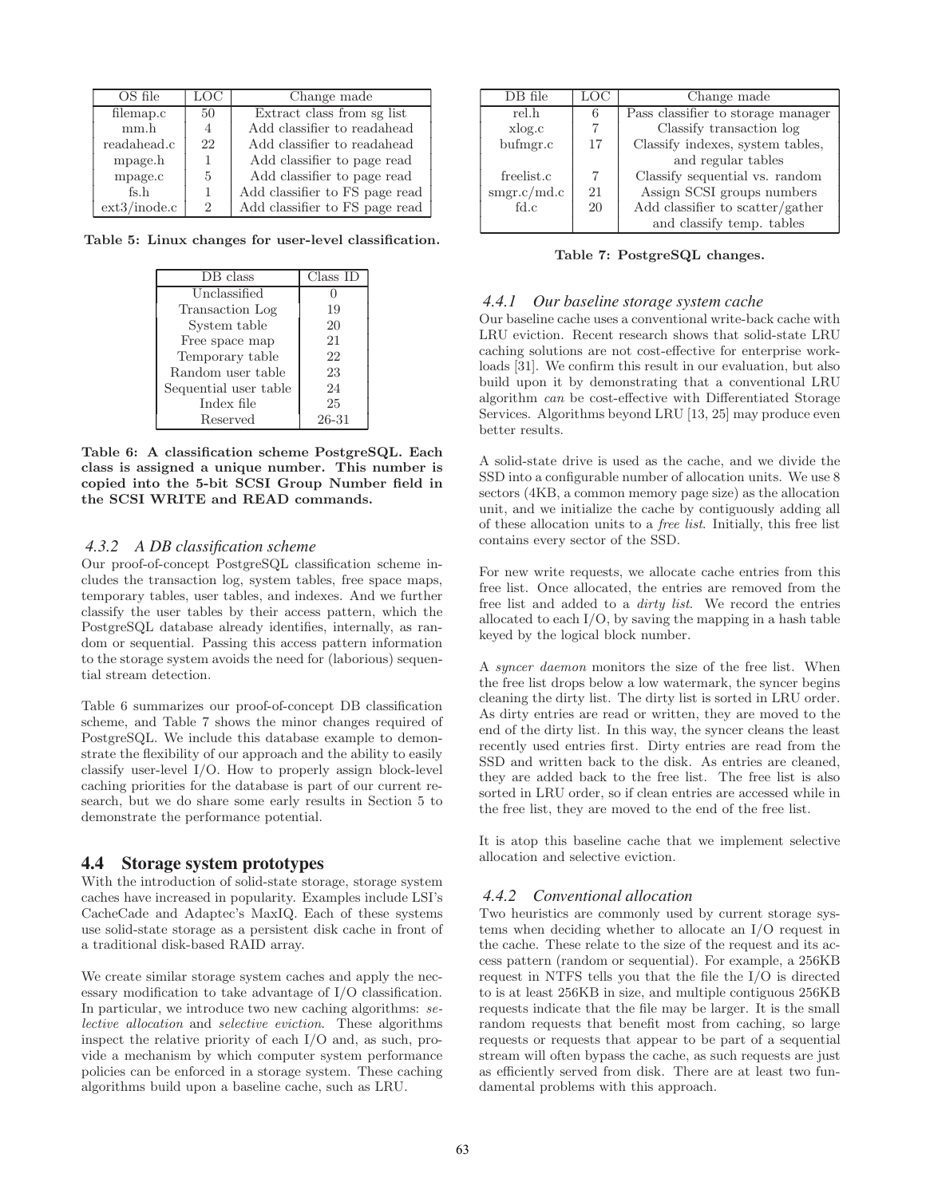| OS file | LOC | Change made |
|---|---|---|
| filemap.c | 50 | Extract class from sg list |
| mm.h | 4 | Add classifier to readahead |
| readahead.c | 22 | Add classifier to readahead |
| mpage.h | 1 | Add classifier to page read |
| mpage.c | 5 | Add classifier to page read |
| fs.h | 1 | Add classifier to FS page read |
| ext3/inode.c | 2 | Add classifier to FS page read |

**Table 5: Linux changes for user-level classification.**

| DB class | Class ID |
|---|---|
| Unclassified | 0 |
| Transaction Log | 19 |
| System table | 20 |
| Free space map | 21 |
| Temporary table | 22 |
| Random user table | 23 |
| Sequential user table | 24 |
| Index file | 25 |
| Reserved | 26-31 |

**Table 6: A classification scheme PostgreSQL. Each class is assigned a unique number. This number is copied into the 5-bit SCSI Group Number field in the SCSI WRITE and READ commands.**

### 4.3.2 A DB classification scheme

Our proof-of-concept PostgreSQL classification scheme includes the transaction log, system tables, free space maps, temporary tables, user tables, and indexes. And we further classify the user tables by their access pattern, which the PostgreSQL database already identifies, internally, as random or sequential. Passing this access pattern information to the storage system avoids the need for (laborious) sequential stream detection.

Table 6 summarizes our proof-of-concept DB classification scheme, and Table 7 shows the minor changes required of PostgreSQL. We include this database example to demonstrate the flexibility of our approach and the ability to easily classify user-level I/O. How to properly assign block-level caching priorities for the database is part of our current research, but we do share some early results in Section 5 to demonstrate the performance potential.

## 4.4 Storage system prototypes

With the introduction of solid-state storage, storage system caches have increased in popularity. Examples include LSI's CacheCade and Adaptec's MaxIQ. Each of these systems use solid-state storage as a persistent disk cache in front of a traditional disk-based RAID array.

We create similar storage system caches and apply the necessary modification to take advantage of I/O classification. In particular, we introduce two new caching algorithms: *selective allocation* and *selective eviction*. These algorithms inspect the relative priority of each I/O and, as such, provide a mechanism by which computer system performance policies can be enforced in a storage system. These caching algorithms build upon a baseline cache, such as LRU.

| DB file | LOC | Change made |
|---|---|---|
| rel.h | 6 | Pass classifier to storage manager |
| xlog.c | 7 | Classify transaction log |
| bufmgr.c | 17 | Classify indexes, system tables, and regular tables |
| freelist.c | 7 | Classify sequential vs. random |
| smgr.c/md.c | 21 | Assign SCSI groups numbers |
| fd.c | 20 | Add classifier to scatter/gather and classify temp. tables |

**Table 7: PostgreSQL changes.**

### 4.4.1 Our baseline storage system cache

Our baseline cache uses a conventional write-back cache with LRU eviction. Recent research shows that solid-state LRU caching solutions are not cost-effective for enterprise workloads [31]. We confirm this result in our evaluation, but also build upon it by demonstrating that a conventional LRU algorithm *can* be cost-effective with Differentiated Storage Services. Algorithms beyond LRU [13, 25] may produce even better results.

A solid-state drive is used as the cache, and we divide the SSD into a configurable number of allocation units. We use 8 sectors (4KB, a common memory page size) as the allocation unit, and we initialize the cache by contiguously adding all of these allocation units to a *free list*. Initially, this free list contains every sector of the SSD.

For new write requests, we allocate cache entries from this free list. Once allocated, the entries are removed from the free list and added to a *dirty list*. We record the entries allocated to each I/O, by saving the mapping in a hash table keyed by the logical block number.

A *syncer daemon* monitors the size of the free list. When the free list drops below a low watermark, the syncer begins cleaning the dirty list. The dirty list is sorted in LRU order. As dirty entries are read or written, they are moved to the end of the dirty list. In this way, the syncer cleans the least recently used entries first. Dirty entries are read from the SSD and written back to the disk. As entries are cleaned, they are added back to the free list. The free list is also sorted in LRU order, so if clean entries are accessed while in the free list, they are moved to the end of the free list.

It is atop this baseline cache that we implement selective allocation and selective eviction.

### 4.4.2 Conventional allocation

Two heuristics are commonly used by current storage systems when deciding whether to allocate an I/O request in the cache. These relate to the size of the request and its access pattern (random or sequential). For example, a 256KB request in NTFS tells you that the file the I/O is directed to is at least 256KB in size, and multiple contiguous 256KB requests indicate that the file may be larger. It is the small random requests that benefit most from caching, so large requests or requests that appear to be part of a sequential stream will often bypass the cache, as such requests are just as efficiently served from disk. There are at least two fundamental problems with this approach.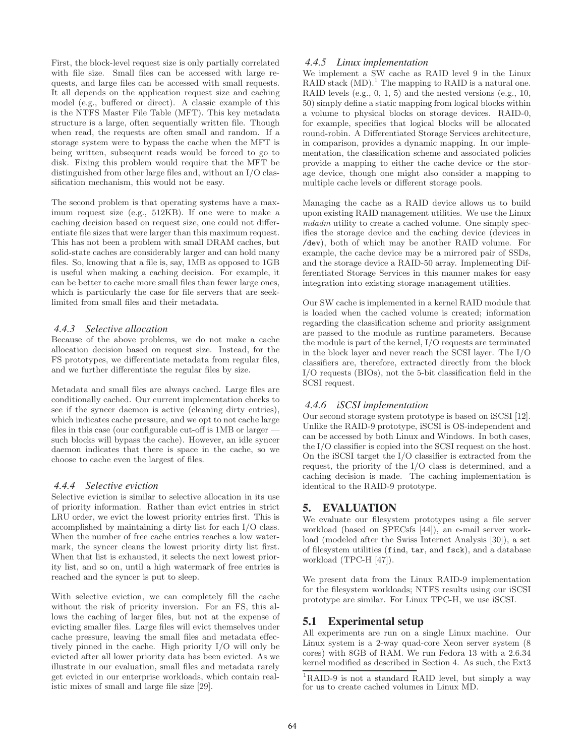First, the block-level request size is only partially correlated with file size. Small files can be accessed with large requests, and large files can be accessed with small requests. It all depends on the application request size and caching model (e.g., buffered or direct). A classic example of this is the NTFS Master File Table (MFT). This key metadata structure is a large, often sequentially written file. Though when read, the requests are often small and random. If a storage system were to bypass the cache when the MFT is being written, subsequent reads would be forced to go to disk. Fixing this problem would require that the MFT be distinguished from other large files and, without an I/O classification mechanism, this would not be easy.

The second problem is that operating systems have a maximum request size (e.g., 512KB). If one were to make a caching decision based on request size, one could not differentiate file sizes that were larger than this maximum request. This has not been a problem with small DRAM caches, but solid-state caches are considerably larger and can hold many files. So, knowing that a file is, say, 1MB as opposed to 1GB is useful when making a caching decision. For example, it can be better to cache more small files than fewer large ones, which is particularly the case for file servers that are seek-limited from small files and their metadata.

### 4.4.3 Selective allocation

Because of the above problems, we do not make a cache allocation decision based on request size. Instead, for the FS prototypes, we differentiate metadata from regular files, and we further differentiate the regular files by size.

Metadata and small files are always cached. Large files are conditionally cached. Our current implementation checks to see if the syncer daemon is active (cleaning dirty entries), which indicates cache pressure, and we opt to not cache large files in this case (our configurable cut-off is 1MB or larger — such blocks will bypass the cache). However, an idle syncer daemon indicates that there is space in the cache, so we choose to cache even the largest of files.

### 4.4.4 Selective eviction

Selective eviction is similar to selective allocation in its use of priority information. Rather than evict entries in strict LRU order, we evict the lowest priority entries first. This is accomplished by maintaining a dirty list for each I/O class. When the number of free cache entries reaches a low watermark, the syncer cleans the lowest priority dirty list first. When that list is exhausted, it selects the next lowest priority list, and so on, until a high watermark of free entries is reached and the syncer is put to sleep.

With selective eviction, we can completely fill the cache without the risk of priority inversion. For an FS, this allows the caching of larger files, but not at the expense of evicting smaller files. Large files will evict themselves under cache pressure, leaving the small files and metadata effectively pinned in the cache. High priority I/O will only be evicted after all lower priority data has been evicted. As we illustrate in our evaluation, small files and metadata rarely get evicted in our enterprise workloads, which contain realistic mixes of small and large file size [29].

### 4.4.5 Linux implementation

We implement a SW cache as RAID level 9 in the Linux RAID stack (MD).[1] The mapping to RAID is a natural one. RAID levels (e.g., 0, 1, 5) and the nested versions (e.g., 10, 50) simply define a static mapping from logical blocks within a volume to physical blocks on storage devices. RAID-0, for example, specifies that logical blocks will be allocated round-robin. A Differentiated Storage Services architecture, in comparison, provides a dynamic mapping. In our implementation, the classification scheme and associated policies provide a mapping to either the cache device or the storage device, though one might also consider a mapping to multiple cache levels or different storage pools.

Managing the cache as a RAID device allows us to build upon existing RAID management utilities. We use the Linux *mdadm* utility to create a cached volume. One simply specifies the storage device and the caching device (devices in `/dev`), both of which may be another RAID volume. For example, the cache device may be a mirrored pair of SSDs, and the storage device a RAID-50 array. Implementing Differentiated Storage Services in this manner makes for easy integration into existing storage management utilities.

Our SW cache is implemented in a kernel RAID module that is loaded when the cached volume is created; information regarding the classification scheme and priority assignment are passed to the module as runtime parameters. Because the module is part of the kernel, I/O requests are terminated in the block layer and never reach the SCSI layer. The I/O classifiers are, therefore, extracted directly from the block I/O requests (BIOs), not the 5-bit classification field in the SCSI request.

### 4.4.6 iSCSI implementation

Our second storage system prototype is based on iSCSI [12]. Unlike the RAID-9 prototype, iSCSI is OS-independent and can be accessed by both Linux and Windows. In both cases, the I/O classifier is copied into the SCSI request on the host. On the iSCSI target the I/O classifier is extracted from the request, the priority of the I/O class is determined, and a caching decision is made. The caching implementation is identical to the RAID-9 prototype.

## 5. EVALUATION

We evaluate our filesystem prototypes using a file server workload (based on SPECsfs [44]), an e-mail server workload (modeled after the Swiss Internet Analysis [30]), a set of filesystem utilities (`find`, `tar`, and `fsck`), and a database workload (TPC-H [47]).

We present data from the Linux RAID-9 implementation for the filesystem workloads; NTFS results using our iSCSI prototype are similar. For Linux TPC-H, we use iSCSI.

### 5.1 Experimental setup

All experiments are run on a single Linux machine. Our Linux system is a 2-way quad-core Xeon server system (8 cores) with 8GB of RAM. We run Fedora 13 with a 2.6.34 kernel modified as described in Section 4. As such, the Ext3

[1] RAID-9 is not a standard RAID level, but simply a way for us to create cached volumes in Linux MD.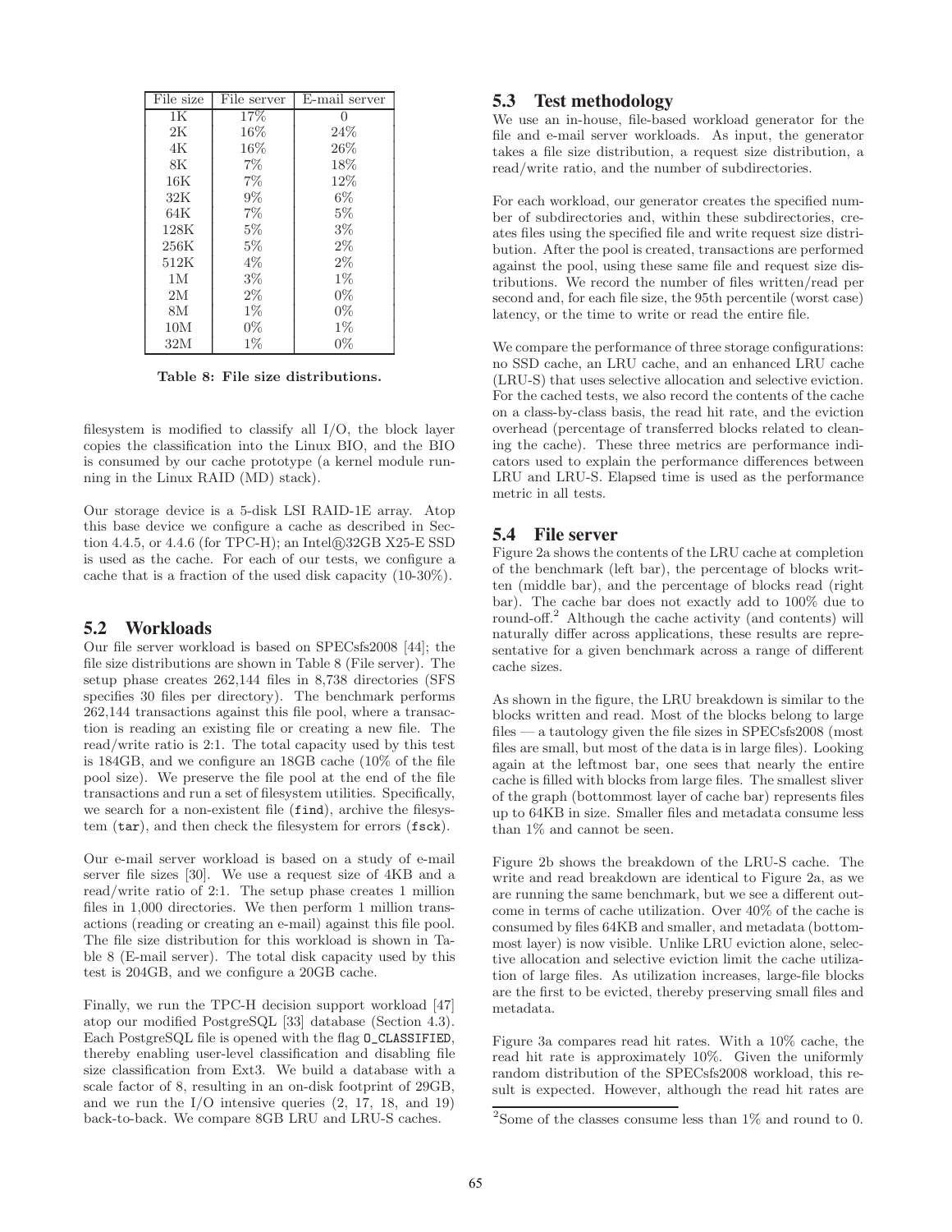| File size | File server | E-mail server |
|---|---|---|
| 1K | 17% | 0 |
| 2K | 16% | 24% |
| 4K | 16% | 26% |
| 8K | 7% | 18% |
| 16K | 7% | 12% |
| 32K | 9% | 6% |
| 64K | 7% | 5% |
| 128K | 5% | 3% |
| 256K | 5% | 2% |
| 512K | 4% | 2% |
| 1M | 3% | 1% |
| 2M | 2% | 0% |
| 8M | 1% | 0% |
| 10M | 0% | 1% |
| 32M | 1% | 0% |

**Table 8: File size distributions.**

filesystem is modified to classify all I/O, the block layer copies the classification into the Linux BIO, and the BIO is consumed by our cache prototype (a kernel module running in the Linux RAID (MD) stack).

Our storage device is a 5-disk LSI RAID-1E array. Atop this base device we configure a cache as described in Section 4.4.5, or 4.4.6 (for TPC-H); an Intel®32GB X25-E SSD is used as the cache. For each of our tests, we configure a cache that is a fraction of the used disk capacity (10-30%).

## 5.2 Workloads

Our file server workload is based on SPECsfs2008 [44]; the file size distributions are shown in Table 8 (File server). The setup phase creates 262,144 files in 8,738 directories (SFS specifies 30 files per directory). The benchmark performs 262,144 transactions against this file pool, where a transaction is reading an existing file or creating a new file. The read/write ratio is 2:1. The total capacity used by this test is 184GB, and we configure an 18GB cache (10% of the file pool size). We preserve the file pool at the end of the file transactions and run a set of filesystem utilities. Specifically, we search for a non-existent file (`find`), archive the filesystem (`tar`), and then check the filesystem for errors (`fsck`).

Our e-mail server workload is based on a study of e-mail server file sizes [30]. We use a request size of 4KB and a read/write ratio of 2:1. The setup phase creates 1 million files in 1,000 directories. We then perform 1 million transactions (reading or creating an e-mail) against this file pool. The file size distribution for this workload is shown in Table 8 (E-mail server). The total disk capacity used by this test is 204GB, and we configure a 20GB cache.

Finally, we run the TPC-H decision support workload [47] atop our modified PostgreSQL [33] database (Section 4.3). Each PostgreSQL file is opened with the flag `O_CLASSIFIED`, thereby enabling user-level classification and disabling file size classification from Ext3. We build a database with a scale factor of 8, resulting in an on-disk footprint of 29GB, and we run the I/O intensive queries (2, 17, 18, and 19) back-to-back. We compare 8GB LRU and LRU-S caches.

## 5.3 Test methodology

We use an in-house, file-based workload generator for the file and e-mail server workloads. As input, the generator takes a file size distribution, a request size distribution, a read/write ratio, and the number of subdirectories.

For each workload, our generator creates the specified number of subdirectories and, within these subdirectories, creates files using the specified file and write request size distribution. After the pool is created, transactions are performed against the pool, using these same file and request size distributions. We record the number of files written/read per second and, for each file size, the 95th percentile (worst case) latency, or the time to write or read the entire file.

We compare the performance of three storage configurations: no SSD cache, an LRU cache, and an enhanced LRU cache (LRU-S) that uses selective allocation and selective eviction. For the cached tests, we also record the contents of the cache on a class-by-class basis, the read hit rate, and the eviction overhead (percentage of transferred blocks related to cleaning the cache). These three metrics are performance indicators used to explain the performance differences between LRU and LRU-S. Elapsed time is used as the performance metric in all tests.

## 5.4 File server

Figure 2a shows the contents of the LRU cache at completion of the benchmark (left bar), the percentage of blocks written (middle bar), and the percentage of blocks read (right bar). The cache bar does not exactly add to 100% due to round-off.[2] Although the cache activity (and contents) will naturally differ across applications, these results are representative for a given benchmark across a range of different cache sizes.

As shown in the figure, the LRU breakdown is similar to the blocks written and read. Most of the blocks belong to large files — a tautology given the file sizes in SPECsfs2008 (most files are small, but most of the data is in large files). Looking again at the leftmost bar, one sees that nearly the entire cache is filled with blocks from large files. The smallest sliver of the graph (bottommost layer of cache bar) represents files up to 64KB in size. Smaller files and metadata consume less than 1% and cannot be seen.

Figure 2b shows the breakdown of the LRU-S cache. The write and read breakdown are identical to Figure 2a, as we are running the same benchmark, but we see a different outcome in terms of cache utilization. Over 40% of the cache is consumed by files 64KB and smaller, and metadata (bottommost layer) is now visible. Unlike LRU eviction alone, selective allocation and selective eviction limit the cache utilization of large files. As utilization increases, large-file blocks are the first to be evicted, thereby preserving small files and metadata.

Figure 3a compares read hit rates. With a 10% cache, the read hit rate is approximately 10%. Given the uniformly random distribution of the SPECsfs2008 workload, this result is expected. However, although the read hit rates are

[2] Some of the classes consume less than 1% and round to 0.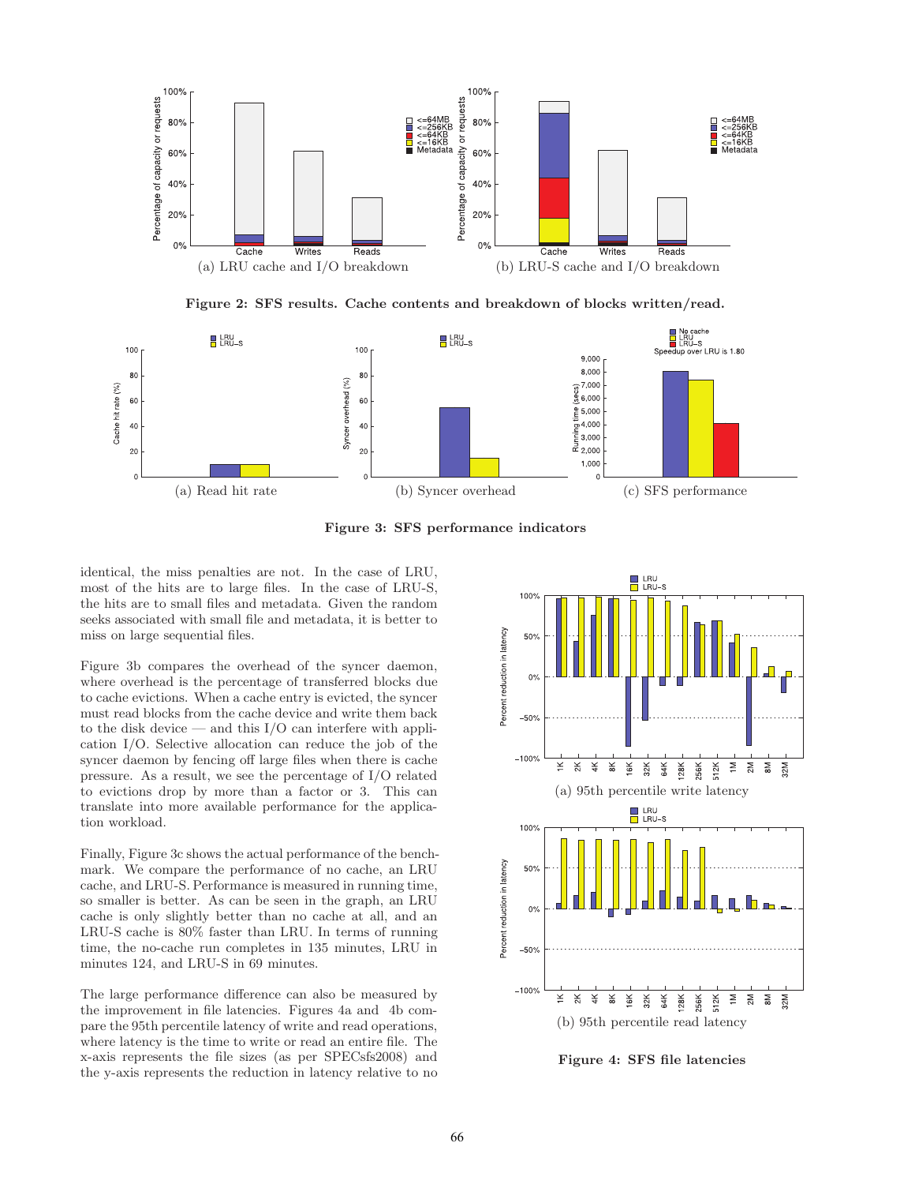(a) LRU cache and I/O breakdown

(b) LRU-S cache and I/O breakdown

**Figure 2: SFS results. Cache contents and breakdown of blocks written/read.**

(a) Read hit rate

(b) Syncer overhead

(c) SFS performance

**Figure 3: SFS performance indicators**

identical, the miss penalties are not. In the case of LRU, most of the hits are to large files. In the case of LRU-S, the hits are to small files and metadata. Given the random seeks associated with small file and metadata, it is better to miss on large sequential files.

Figure 3b compares the overhead of the syncer daemon, where overhead is the percentage of transferred blocks due to cache evictions. When a cache entry is evicted, the syncer must read blocks from the cache device and write them back to the disk device — and this I/O can interfere with application I/O. Selective allocation can reduce the job of the syncer daemon by fencing off large files when there is cache pressure. As a result, we see the percentage of I/O related to evictions drop by more than a factor or 3. This can translate into more available performance for the application workload.

Finally, Figure 3c shows the actual performance of the benchmark. We compare the performance of no cache, an LRU cache, and LRU-S. Performance is measured in running time, so smaller is better. As can be seen in the graph, an LRU cache is only slightly better than no cache at all, and an LRU-S cache is 80% faster than LRU. In terms of running time, the no-cache run completes in 135 minutes, LRU in minutes 124, and LRU-S in 69 minutes.

The large performance difference can also be measured by the improvement in file latencies. Figures 4a and 4b compare the 95th percentile latency of write and read operations, where latency is the time to write or read an entire file. The x-axis represents the file sizes (as per SPECsfs2008) and the y-axis represents the reduction in latency relative to no

(a) 95th percentile write latency

(b) 95th percentile read latency

**Figure 4: SFS file latencies**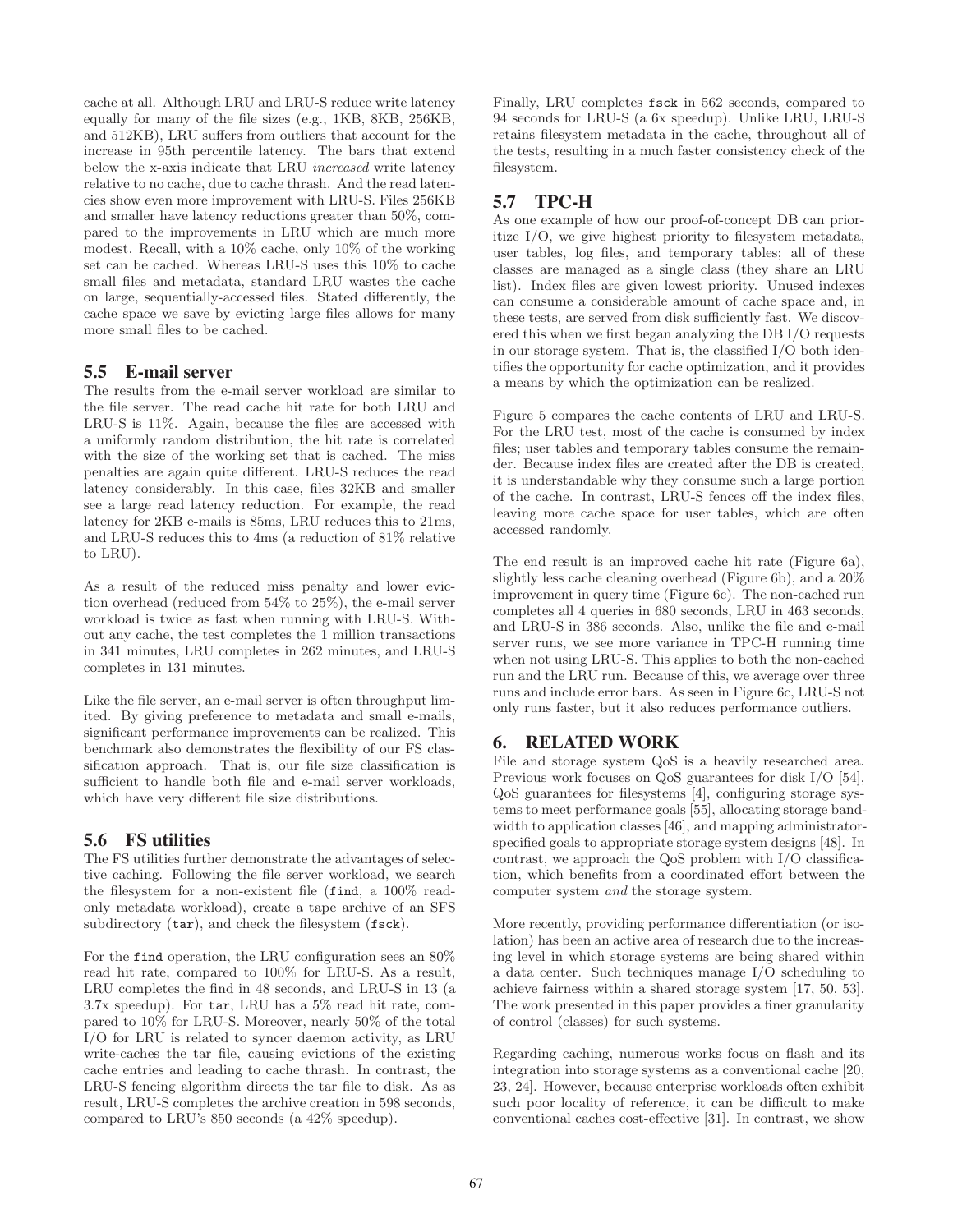cache at all. Although LRU and LRU-S reduce write latency equally for many of the file sizes (e.g., 1KB, 8KB, 256KB, and 512KB), LRU suffers from outliers that account for the increase in 95th percentile latency. The bars that extend below the x-axis indicate that LRU *increased* write latency relative to no cache, due to cache thrash. And the read latencies show even more improvement with LRU-S. Files 256KB and smaller have latency reductions greater than 50%, compared to the improvements in LRU which are much more modest. Recall, with a 10% cache, only 10% of the working set can be cached. Whereas LRU-S uses this 10% to cache small files and metadata, standard LRU wastes the cache on large, sequentially-accessed files. Stated differently, the cache space we save by evicting large files allows for many more small files to be cached.

### 5.5 E-mail server

The results from the e-mail server workload are similar to the file server. The read cache hit rate for both LRU and LRU-S is 11%. Again, because the files are accessed with a uniformly random distribution, the hit rate is correlated with the size of the working set that is cached. The miss penalties are again quite different. LRU-S reduces the read latency considerably. In this case, files 32KB and smaller see a large read latency reduction. For example, the read latency for 2KB e-mails is 85ms, LRU reduces this to 21ms, and LRU-S reduces this to 4ms (a reduction of 81% relative to LRU).

As a result of the reduced miss penalty and lower eviction overhead (reduced from 54% to 25%), the e-mail server workload is twice as fast when running with LRU-S. Without any cache, the test completes the 1 million transactions in 341 minutes, LRU completes in 262 minutes, and LRU-S completes in 131 minutes.

Like the file server, an e-mail server is often throughput limited. By giving preference to metadata and small e-mails, significant performance improvements can be realized. This benchmark also demonstrates the flexibility of our FS classification approach. That is, our file size classification is sufficient to handle both file and e-mail server workloads, which have very different file size distributions.

### 5.6 FS utilities

The FS utilities further demonstrate the advantages of selective caching. Following the file server workload, we search the filesystem for a non-existent file (`find`, a 100% read-only metadata workload), create a tape archive of an SFS subdirectory (`tar`), and check the filesystem (`fsck`).

For the `find` operation, the LRU configuration sees an 80% read hit rate, compared to 100% for LRU-S. As a result, LRU completes the find in 48 seconds, and LRU-S in 13 (a 3.7x speedup). For `tar`, LRU has a 5% read hit rate, compared to 10% for LRU-S. Moreover, nearly 50% of the total I/O for LRU is related to syncer daemon activity, as LRU write-caches the tar file, causing evictions of the existing cache entries and leading to cache thrash. In contrast, the LRU-S fencing algorithm directs the tar file to disk. As as result, LRU-S completes the archive creation in 598 seconds, compared to LRU's 850 seconds (a 42% speedup).

Finally, LRU completes `fsck` in 562 seconds, compared to 94 seconds for LRU-S (a 6x speedup). Unlike LRU, LRU-S retains filesystem metadata in the cache, throughout all of the tests, resulting in a much faster consistency check of the filesystem.

### 5.7 TPC-H

As one example of how our proof-of-concept DB can prioritize I/O, we give highest priority to filesystem metadata, user tables, log files, and temporary tables; all of these classes are managed as a single class (they share an LRU list). Index files are given lowest priority. Unused indexes can consume a considerable amount of cache space and, in these tests, are served from disk sufficiently fast. We discovered this when we first began analyzing the DB I/O requests in our storage system. That is, the classified I/O both identifies the opportunity for cache optimization, and it provides a means by which the optimization can be realized.

Figure 5 compares the cache contents of LRU and LRU-S. For the LRU test, most of the cache is consumed by index files; user tables and temporary tables consume the remainder. Because index files are created after the DB is created, it is understandable why they consume such a large portion of the cache. In contrast, LRU-S fences off the index files, leaving more cache space for user tables, which are often accessed randomly.

The end result is an improved cache hit rate (Figure 6a), slightly less cache cleaning overhead (Figure 6b), and a 20% improvement in query time (Figure 6c). The non-cached run completes all 4 queries in 680 seconds, LRU in 463 seconds, and LRU-S in 386 seconds. Also, unlike the file and e-mail server runs, we see more variance in TPC-H running time when not using LRU-S. This applies to both the non-cached run and the LRU run. Because of this, we average over three runs and include error bars. As seen in Figure 6c, LRU-S not only runs faster, but it also reduces performance outliers.

## 6. RELATED WORK

File and storage system QoS is a heavily researched area. Previous work focuses on QoS guarantees for disk I/O [54], QoS guarantees for filesystems [4], configuring storage systems to meet performance goals [55], allocating storage bandwidth to application classes [46], and mapping administrator-specified goals to appropriate storage system designs [48]. In contrast, we approach the QoS problem with I/O classification, which benefits from a coordinated effort between the computer system *and* the storage system.

More recently, providing performance differentiation (or isolation) has been an active area of research due to the increasing level in which storage systems are being shared within a data center. Such techniques manage I/O scheduling to achieve fairness within a shared storage system [17, 50, 53]. The work presented in this paper provides a finer granularity of control (classes) for such systems.

Regarding caching, numerous works focus on flash and its integration into storage systems as a conventional cache [20, 23, 24]. However, because enterprise workloads often exhibit such poor locality of reference, it can be difficult to make conventional caches cost-effective [31]. In contrast, we show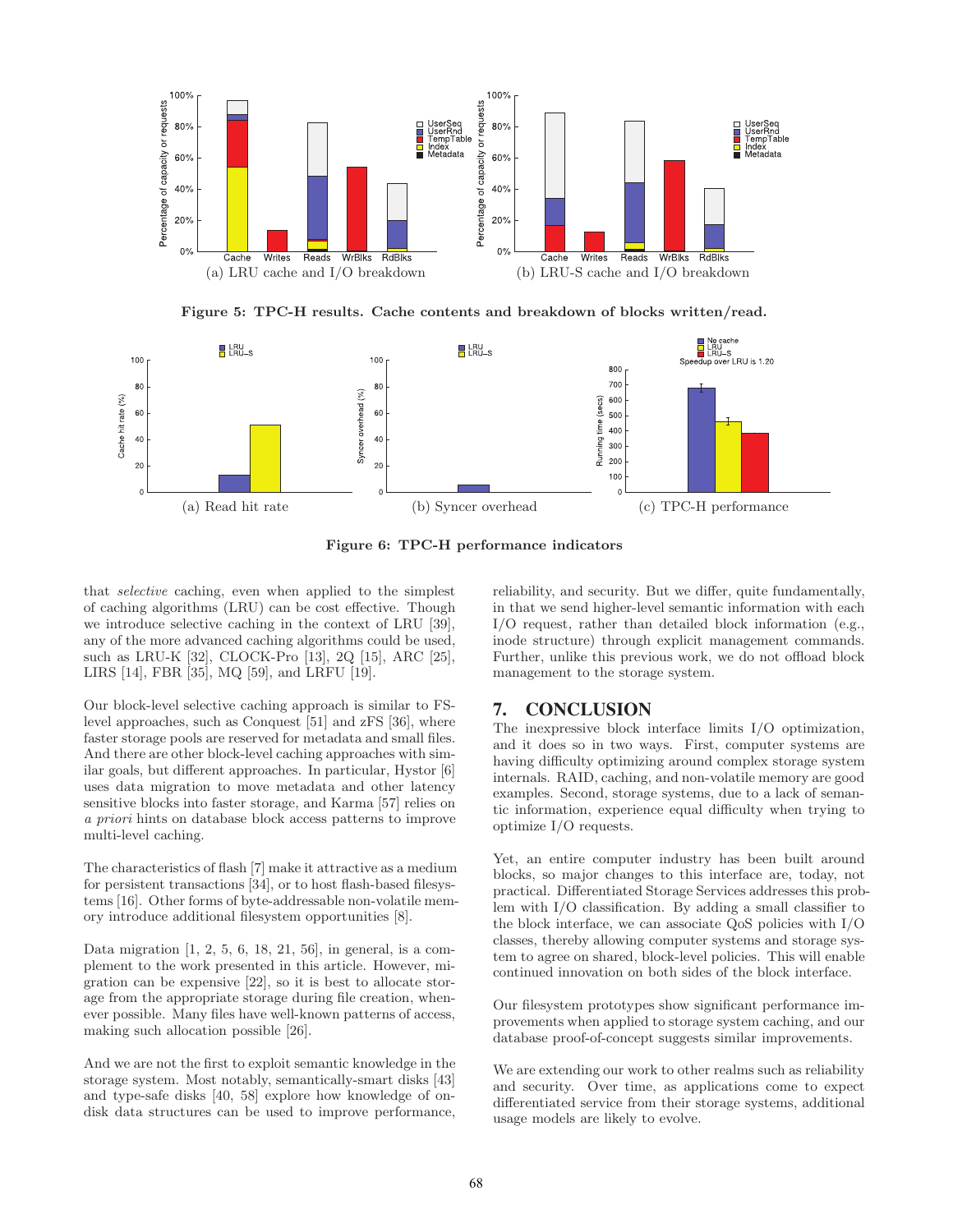(a) LRU cache and I/O breakdown

(b) LRU-S cache and I/O breakdown

**Figure 5: TPC-H results. Cache contents and breakdown of blocks written/read.**

(a) Read hit rate

(b) Syncer overhead

(c) TPC-H performance

**Figure 6: TPC-H performance indicators**

that *selective* caching, even when applied to the simplest of caching algorithms (LRU) can be cost effective. Though we introduce selective caching in the context of LRU [39], any of the more advanced caching algorithms could be used, such as LRU-K [32], CLOCK-Pro [13], 2Q [15], ARC [25], LIRS [14], FBR [35], MQ [59], and LRFU [19].

Our block-level selective caching approach is similar to FS-level approaches, such as Conquest [51] and zFS [36], where faster storage pools are reserved for metadata and small files. And there are other block-level caching approaches with similar goals, but different approaches. In particular, Hystor [6] uses data migration to move metadata and other latency sensitive blocks into faster storage, and Karma [57] relies on *a priori* hints on database block access patterns to improve multi-level caching.

The characteristics of flash [7] make it attractive as a medium for persistent transactions [34], or to host flash-based filesystems [16]. Other forms of byte-addressable non-volatile memory introduce additional filesystem opportunities [8].

Data migration [1, 2, 5, 6, 18, 21, 56], in general, is a complement to the work presented in this article. However, migration can be expensive [22], so it is best to allocate storage from the appropriate storage during file creation, whenever possible. Many files have well-known patterns of access, making such allocation possible [26].

And we are not the first to exploit semantic knowledge in the storage system. Most notably, semantically-smart disks [43] and type-safe disks [40, 58] explore how knowledge of on-disk data structures can be used to improve performance, reliability, and security. But we differ, quite fundamentally, in that we send higher-level semantic information with each I/O request, rather than detailed block information (e.g., inode structure) through explicit management commands. Further, unlike this previous work, we do not offload block management to the storage system.

## 7. CONCLUSION

The inexpressive block interface limits I/O optimization, and it does so in two ways. First, computer systems are having difficulty optimizing around complex storage system internals. RAID, caching, and non-volatile memory are good examples. Second, storage systems, due to a lack of semantic information, experience equal difficulty when trying to optimize I/O requests.

Yet, an entire computer industry has been built around blocks, so major changes to this interface are, today, not practical. Differentiated Storage Services addresses this problem with I/O classification. By adding a small classifier to the block interface, we can associate QoS policies with I/O classes, thereby allowing computer systems and storage system to agree on shared, block-level policies. This will enable continued innovation on both sides of the block interface.

Our filesystem prototypes show significant performance improvements when applied to storage system caching, and our database proof-of-concept suggests similar improvements.

We are extending our work to other realms such as reliability and security. Over time, as applications come to expect differentiated service from their storage systems, additional usage models are likely to evolve.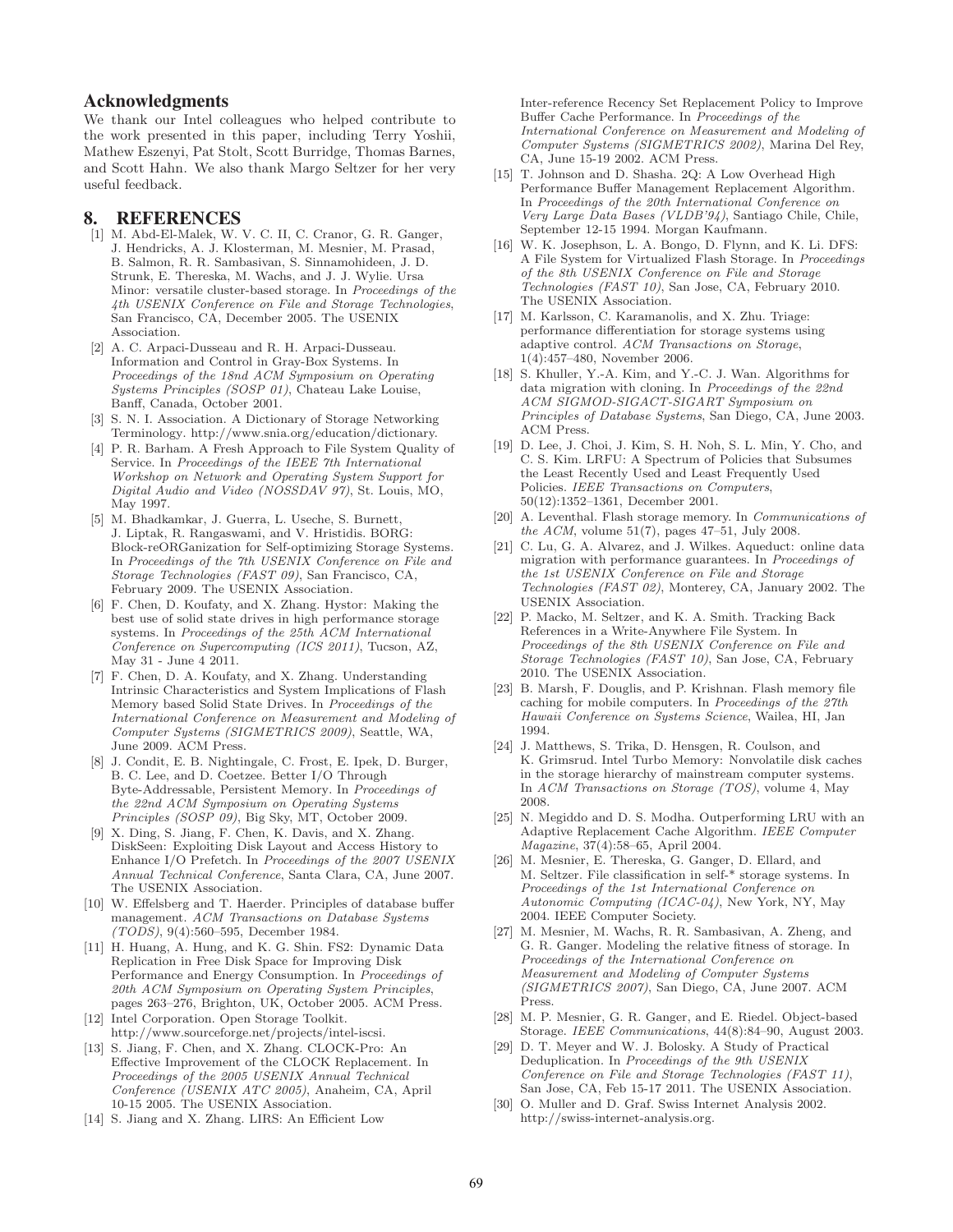## Acknowledgments

We thank our Intel colleagues who helped contribute to the work presented in this paper, including Terry Yoshii, Mathew Eszenyi, Pat Stolt, Scott Burridge, Thomas Barnes, and Scott Hahn. We also thank Margo Seltzer for her very useful feedback.

## 8. REFERENCES

[1] M. Abd-El-Malek, W. V. C. II, C. Cranor, G. R. Ganger, J. Hendricks, A. J. Klosterman, M. Mesnier, M. Prasad, B. Salmon, R. R. Sambasivan, S. Sinnamohideen, J. D. Strunk, E. Thereska, M. Wachs, and J. J. Wylie. Ursa Minor: versatile cluster-based storage. In *Proceedings of the 4th USENIX Conference on File and Storage Technologies*, San Francisco, CA, December 2005. The USENIX Association.

[2] A. C. Arpaci-Dusseau and R. H. Arpaci-Dusseau. Information and Control in Gray-Box Systems. In *Proceedings of the 18nd ACM Symposium on Operating Systems Principles (SOSP 01)*, Chateau Lake Louise, Banff, Canada, October 2001.

[3] S. N. I. Association. A Dictionary of Storage Networking Terminology. http://www.snia.org/education/dictionary.

[4] P. R. Barham. A Fresh Approach to File System Quality of Service. In *Proceedings of the IEEE 7th International Workshop on Network and Operating System Support for Digital Audio and Video (NOSSDAV 97)*, St. Louis, MO, May 1997.

[5] M. Bhadkamkar, J. Guerra, L. Useche, S. Burnett, J. Liptak, R. Rangaswami, and V. Hristidis. BORG: Block-reORGanization for Self-optimizing Storage Systems. In *Proceedings of the 7th USENIX Conference on File and Storage Technologies (FAST 09)*, San Francisco, CA, February 2009. The USENIX Association.

[6] F. Chen, D. Koufaty, and X. Zhang. Hystor: Making the best use of solid state drives in high performance storage systems. In *Proceedings of the 25th ACM International Conference on Supercomputing (ICS 2011)*, Tucson, AZ, May 31 - June 4 2011.

[7] F. Chen, D. A. Koufaty, and X. Zhang. Understanding Intrinsic Characteristics and System Implications of Flash Memory based Solid State Drives. In *Proceedings of the International Conference on Measurement and Modeling of Computer Systems (SIGMETRICS 2009)*, Seattle, WA, June 2009. ACM Press.

[8] J. Condit, E. B. Nightingale, C. Frost, E. Ipek, D. Burger, B. C. Lee, and D. Coetzee. Better I/O Through Byte-Addressable, Persistent Memory. In *Proceedings of the 22nd ACM Symposium on Operating Systems Principles (SOSP 09)*, Big Sky, MT, October 2009.

[9] X. Ding, S. Jiang, F. Chen, K. Davis, and X. Zhang. DiskSeen: Exploiting Disk Layout and Access History to Enhance I/O Prefetch. In *Proceedings of the 2007 USENIX Annual Technical Conference*, Santa Clara, CA, June 2007. The USENIX Association.

[10] W. Effelsberg and T. Haerder. Principles of database buffer management. *ACM Transactions on Database Systems (TODS)*, 9(4):560–595, December 1984.

[11] H. Huang, A. Hung, and K. G. Shin. FS2: Dynamic Data Replication in Free Disk Space for Improving Disk Performance and Energy Consumption. In *Proceedings of 20th ACM Symposium on Operating System Principles*, pages 263–276, Brighton, UK, October 2005. ACM Press.

[12] Intel Corporation. Open Storage Toolkit. http://www.sourceforge.net/projects/intel-iscsi.

[13] S. Jiang, F. Chen, and X. Zhang. CLOCK-Pro: An Effective Improvement of the CLOCK Replacement. In *Proceedings of the 2005 USENIX Annual Technical Conference (USENIX ATC 2005)*, Anaheim, CA, April 10-15 2005. The USENIX Association.

[14] S. Jiang and X. Zhang. LIRS: An Efficient Low Inter-reference Recency Set Replacement Policy to Improve Buffer Cache Performance. In *Proceedings of the International Conference on Measurement and Modeling of Computer Systems (SIGMETRICS 2002)*, Marina Del Rey, CA, June 15-19 2002. ACM Press.

[15] T. Johnson and D. Shasha. 2Q: A Low Overhead High Performance Buffer Management Replacement Algorithm. In *Proceedings of the 20th International Conference on Very Large Data Bases (VLDB'94)*, Santiago Chile, Chile, September 12-15 1994. Morgan Kaufmann.

[16] W. K. Josephson, L. A. Bongo, D. Flynn, and K. Li. DFS: A File System for Virtualized Flash Storage. In *Proceedings of the 8th USENIX Conference on File and Storage Technologies (FAST 10)*, San Jose, CA, February 2010. The USENIX Association.

[17] M. Karlsson, C. Karamanolis, and X. Zhu. Triage: performance differentiation for storage systems using adaptive control. *ACM Transactions on Storage*, 1(4):457–480, November 2006.

[18] S. Khuller, Y.-A. Kim, and Y.-C. J. Wan. Algorithms for data migration with cloning. In *Proceedings of the 22nd ACM SIGMOD-SIGACT-SIGART Symposium on Principles of Database Systems*, San Diego, CA, June 2003. ACM Press.

[19] D. Lee, J. Choi, J. Kim, S. H. Noh, S. L. Min, Y. Cho, and C. S. Kim. LRFU: A Spectrum of Policies that Subsumes the Least Recently Used and Least Frequently Used Policies. *IEEE Transactions on Computers*, 50(12):1352–1361, December 2001.

[20] A. Leventhal. Flash storage memory. In *Communications of the ACM*, volume 51(7), pages 47–51, July 2008.

[21] C. Lu, G. A. Alvarez, and J. Wilkes. Aqueduct: online data migration with performance guarantees. In *Proceedings of the 1st USENIX Conference on File and Storage Technologies (FAST 02)*, Monterey, CA, January 2002. The USENIX Association.

[22] P. Macko, M. Seltzer, and K. A. Smith. Tracking Back References in a Write-Anywhere File System. In *Proceedings of the 8th USENIX Conference on File and Storage Technologies (FAST 10)*, San Jose, CA, February 2010. The USENIX Association.

[23] B. Marsh, F. Douglis, and P. Krishnan. Flash memory file caching for mobile computers. In *Proceedings of the 27th Hawaii Conference on Systems Science*, Wailea, HI, Jan 1994.

[24] J. Matthews, S. Trika, D. Hensgen, R. Coulson, and K. Grimsrud. Intel Turbo Memory: Nonvolatile disk caches in the storage hierarchy of mainstream computer systems. In *ACM Transactions on Storage (TOS)*, volume 4, May 2008.

[25] N. Megiddo and D. S. Modha. Outperforming LRU with an Adaptive Replacement Cache Algorithm. *IEEE Computer Magazine*, 37(4):58–65, April 2004.

[26] M. Mesnier, E. Thereska, G. Ganger, D. Ellard, and M. Seltzer. File classification in self-* storage systems. In *Proceedings of the 1st International Conference on Autonomic Computing (ICAC-04)*, New York, NY, May 2004. IEEE Computer Society.

[27] M. Mesnier, M. Wachs, R. R. Sambasivan, A. Zheng, and G. R. Ganger. Modeling the relative fitness of storage. In *Proceedings of the International Conference on Measurement and Modeling of Computer Systems (SIGMETRICS 2007)*, San Diego, CA, June 2007. ACM Press.

[28] M. P. Mesnier, G. R. Ganger, and E. Riedel. Object-based Storage. *IEEE Communications*, 44(8):84–90, August 2003.

[29] D. T. Meyer and W. J. Bolosky. A Study of Practical Deduplication. In *Proceedings of the 9th USENIX Conference on File and Storage Technologies (FAST 11)*, San Jose, CA, Feb 15-17 2011. The USENIX Association.

[30] O. Muller and D. Graf. Swiss Internet Analysis 2002. http://swiss-internet-analysis.org.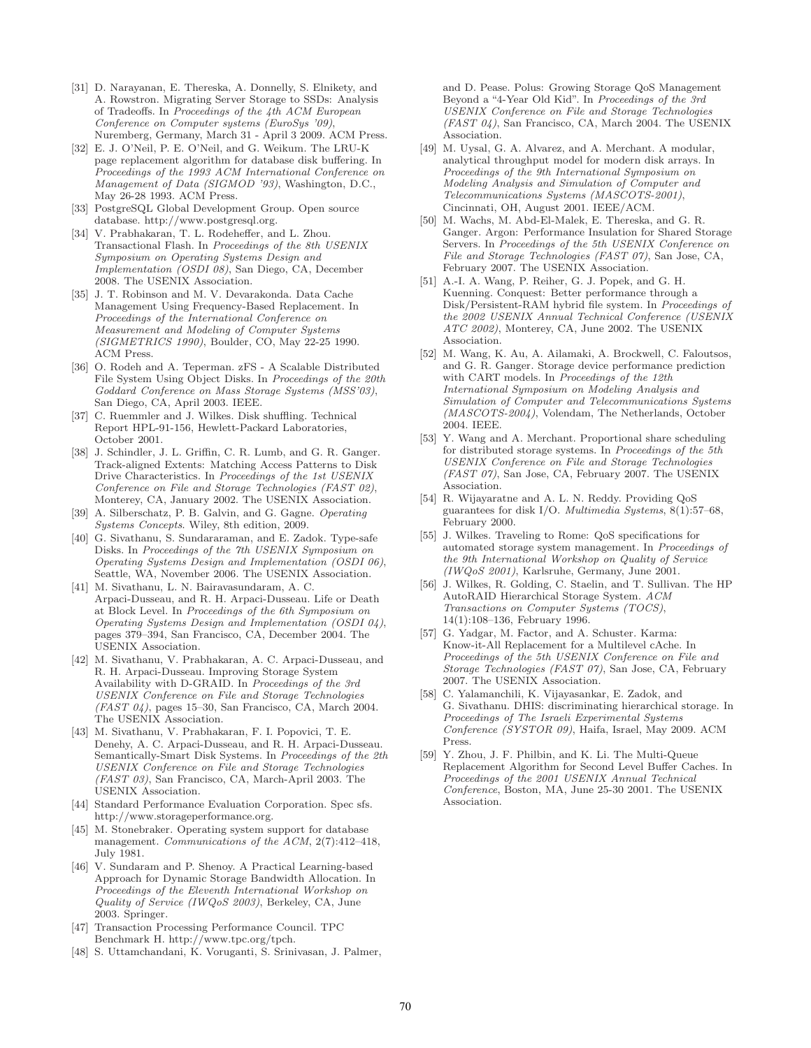[31] D. Narayanan, E. Thereska, A. Donnelly, S. Elnikety, and A. Rowstron. Migrating Server Storage to SSDs: Analysis of Tradeoffs. In *Proceedings of the 4th ACM European Conference on Computer systems (EuroSys '09)*, Nuremberg, Germany, March 31 - April 3 2009. ACM Press.

[32] E. J. O'Neil, P. E. O'Neil, and G. Weikum. The LRU-K page replacement algorithm for database disk buffering. In *Proceedings of the 1993 ACM International Conference on Management of Data (SIGMOD '93)*, Washington, D.C., May 26-28 1993. ACM Press.

[33] PostgreSQL Global Development Group. Open source database. http://www.postgresql.org.

[34] V. Prabhakaran, T. L. Rodeheffer, and L. Zhou. Transactional Flash. In *Proceedings of the 8th USENIX Symposium on Operating Systems Design and Implementation (OSDI 08)*, San Diego, CA, December 2008. The USENIX Association.

[35] J. T. Robinson and M. V. Devarakonda. Data Cache Management Using Frequency-Based Replacement. In *Proceedings of the International Conference on Measurement and Modeling of Computer Systems (SIGMETRICS 1990)*, Boulder, CO, May 22-25 1990. ACM Press.

[36] O. Rodeh and A. Teperman. zFS - A Scalable Distributed File System Using Object Disks. In *Proceedings of the 20th Goddard Conference on Mass Storage Systems (MSS'03)*, San Diego, CA, April 2003. IEEE.

[37] C. Ruemmler and J. Wilkes. Disk shuffling. Technical Report HPL-91-156, Hewlett-Packard Laboratories, October 2001.

[38] J. Schindler, J. L. Griffin, C. R. Lumb, and G. R. Ganger. Track-aligned Extents: Matching Access Patterns to Disk Drive Characteristics. In *Proceedings of the 1st USENIX Conference on File and Storage Technologies (FAST 02)*, Monterey, CA, January 2002. The USENIX Association.

[39] A. Silberschatz, P. B. Galvin, and G. Gagne. *Operating Systems Concepts*. Wiley, 8th edition, 2009.

[40] G. Sivathanu, S. Sundararaman, and E. Zadok. Type-safe Disks. In *Proceedings of the 7th USENIX Symposium on Operating Systems Design and Implementation (OSDI 06)*, Seattle, WA, November 2006. The USENIX Association.

[41] M. Sivathanu, L. N. Bairavasundaram, A. C. Arpaci-Dusseau, and R. H. Arpaci-Dusseau. Life or Death at Block Level. In *Proceedings of the 6th Symposium on Operating Systems Design and Implementation (OSDI 04)*, pages 379–394, San Francisco, CA, December 2004. The USENIX Association.

[42] M. Sivathanu, V. Prabhakaran, A. C. Arpaci-Dusseau, and R. H. Arpaci-Dusseau. Improving Storage System Availability with D-GRAID. In *Proceedings of the 3rd USENIX Conference on File and Storage Technologies (FAST 04)*, pages 15–30, San Francisco, CA, March 2004. The USENIX Association.

[43] M. Sivathanu, V. Prabhakaran, F. I. Popovici, T. E. Denehy, A. C. Arpaci-Dusseau, and R. H. Arpaci-Dusseau. Semantically-Smart Disk Systems. In *Proceedings of the 2th USENIX Conference on File and Storage Technologies (FAST 03)*, San Francisco, CA, March-April 2003. The USENIX Association.

[44] Standard Performance Evaluation Corporation. Spec sfs. http://www.storageperformance.org.

[45] M. Stonebraker. Operating system support for database management. *Communications of the ACM*, 2(7):412–418, July 1981.

[46] V. Sundaram and P. Shenoy. A Practical Learning-based Approach for Dynamic Storage Bandwidth Allocation. In *Proceedings of the Eleventh International Workshop on Quality of Service (IWQoS 2003)*, Berkeley, CA, June 2003. Springer.

[47] Transaction Processing Performance Council. TPC Benchmark H. http://www.tpc.org/tpch.

[48] S. Uttamchandani, K. Voruganti, S. Srinivasan, J. Palmer, and D. Pease. Polus: Growing Storage QoS Management Beyond a "4-Year Old Kid". In *Proceedings of the 3rd USENIX Conference on File and Storage Technologies (FAST 04)*, San Francisco, CA, March 2004. The USENIX Association.

[49] M. Uysal, G. A. Alvarez, and A. Merchant. A modular, analytical throughput model for modern disk arrays. In *Proceedings of the 9th International Symposium on Modeling Analysis and Simulation of Computer and Telecommunications Systems (MASCOTS-2001)*, Cincinnati, OH, August 2001. IEEE/ACM.

[50] M. Wachs, M. Abd-El-Malek, E. Thereska, and G. R. Ganger. Argon: Performance Insulation for Shared Storage Servers. In *Proceedings of the 5th USENIX Conference on File and Storage Technologies (FAST 07)*, San Jose, CA, February 2007. The USENIX Association.

[51] A.-I. A. Wang, P. Reiher, G. J. Popek, and G. H. Kuenning. Conquest: Better performance through a Disk/Persistent-RAM hybrid file system. In *Proceedings of the 2002 USENIX Annual Technical Conference (USENIX ATC 2002)*, Monterey, CA, June 2002. The USENIX Association.

[52] M. Wang, K. Au, A. Ailamaki, A. Brockwell, C. Faloutsos, and G. R. Ganger. Storage device performance prediction with CART models. In *Proceedings of the 12th International Symposium on Modeling Analysis and Simulation of Computer and Telecommunications Systems (MASCOTS-2004)*, Volendam, The Netherlands, October 2004. IEEE.

[53] Y. Wang and A. Merchant. Proportional share scheduling for distributed storage systems. In *Proceedings of the 5th USENIX Conference on File and Storage Technologies (FAST 07)*, San Jose, CA, February 2007. The USENIX Association.

[54] R. Wijayaratne and A. L. N. Reddy. Providing QoS guarantees for disk I/O. *Multimedia Systems*, 8(1):57–68, February 2000.

[55] J. Wilkes. Traveling to Rome: QoS specifications for automated storage system management. In *Proceedings of the 9th International Workshop on Quality of Service (IWQoS 2001)*, Karlsruhe, Germany, June 2001.

[56] J. Wilkes, R. Golding, C. Staelin, and T. Sullivan. The HP AutoRAID Hierarchical Storage System. *ACM Transactions on Computer Systems (TOCS)*, 14(1):108–136, February 1996.

[57] G. Yadgar, M. Factor, and A. Schuster. Karma: Know-it-All Replacement for a Multilevel cAche. In *Proceedings of the 5th USENIX Conference on File and Storage Technologies (FAST 07)*, San Jose, CA, February 2007. The USENIX Association.

[58] C. Yalamanchili, K. Vijayasankar, E. Zadok, and G. Sivathanu. DHIS: discriminating hierarchical storage. In *Proceedings of The Israeli Experimental Systems Conference (SYSTOR 09)*, Haifa, Israel, May 2009. ACM Press.

[59] Y. Zhou, J. F. Philbin, and K. Li. The Multi-Queue Replacement Algorithm for Second Level Buffer Caches. In *Proceedings of the 2001 USENIX Annual Technical Conference*, Boston, MA, June 25-30 2001. The USENIX Association.